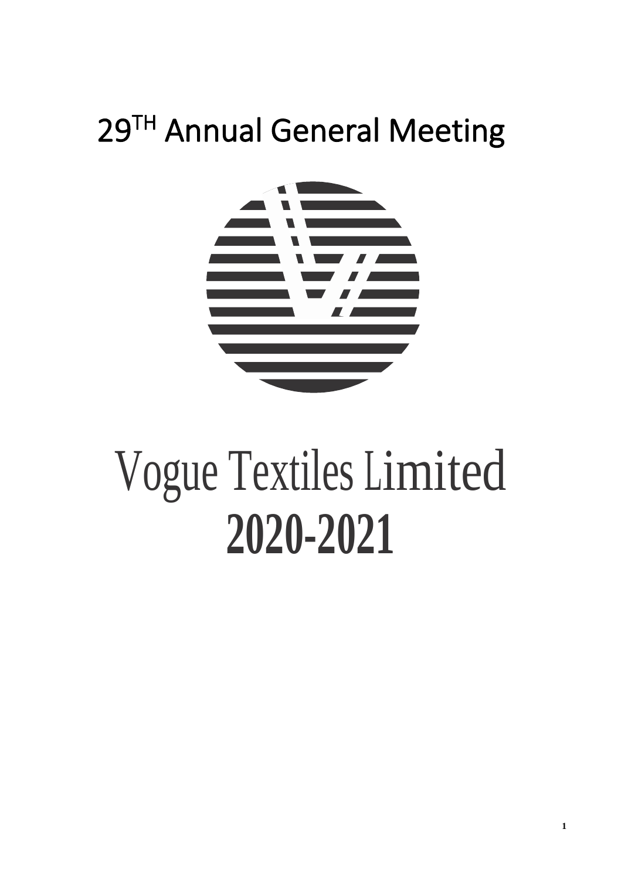# 29TH Annual General Meeting

# Vogue Textiles Limited

# 2020-2021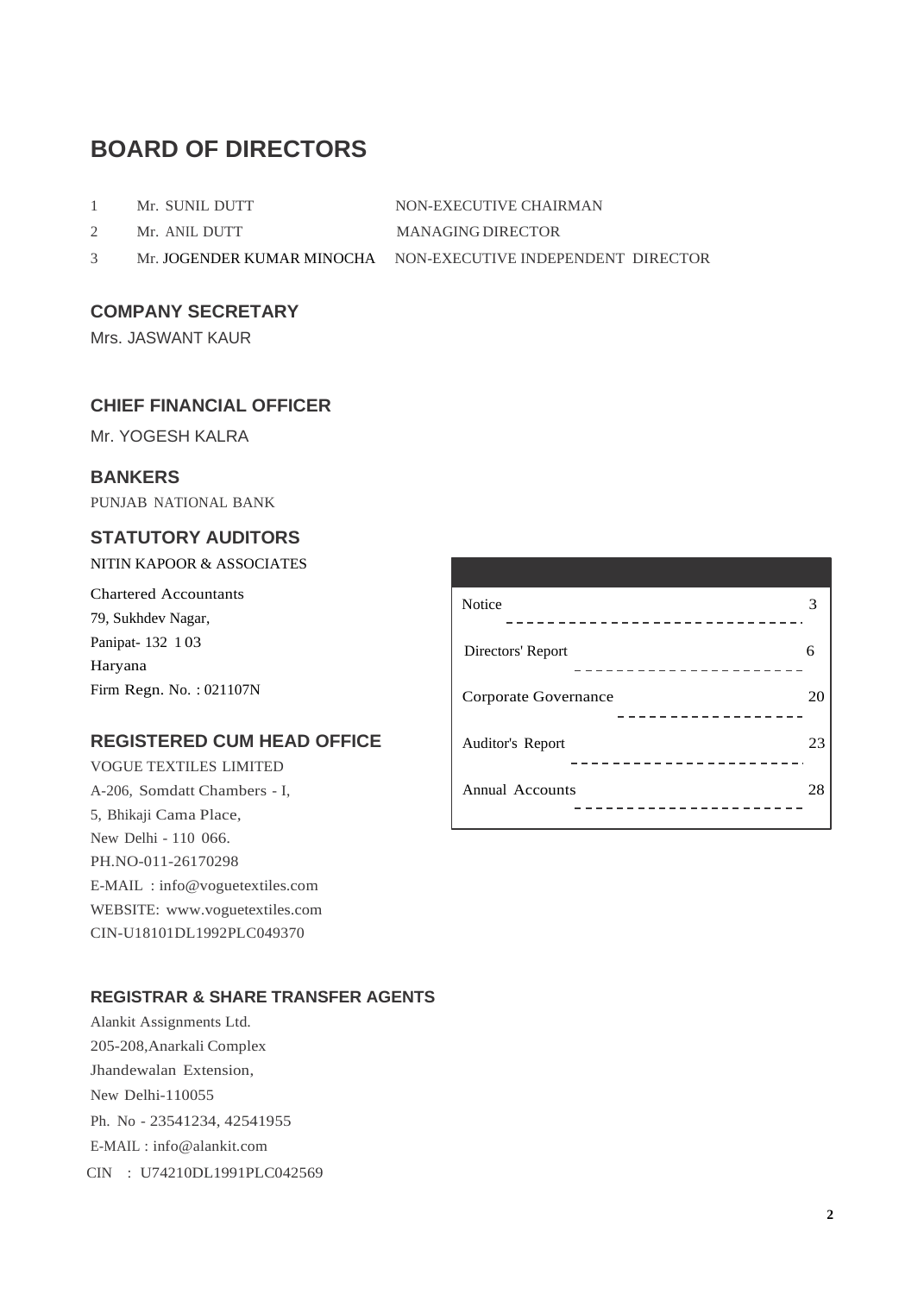# BOARD OF DIRECTORS

| | | |
|---|---|---|
| 1 | Mr. SUNIL DUTT | NON-EXECUTIVE CHAIRMAN |
| 2 | Mr. ANIL DUTT | MANAGING DIRECTOR |
| 3 | Mr. JOGENDER KUMAR MINOCHA | NON-EXECUTIVE INDEPENDENT DIRECTOR |

## COMPANY SECRETARY

Mrs. JASWANT KAUR

## CHIEF FINANCIAL OFFICER

Mr. YOGESH KALRA

## BANKERS

PUNJAB NATIONAL BANK

## STATUTORY AUDITORS

NITIN KAPOOR & ASSOCIATES

Chartered Accountants
79, Sukhdev Nagar,
Panipat- 132 1 03
Haryana
Firm Regn. No. : 021107N

## REGISTERED CUM HEAD OFFICE

VOGUE TEXTILES LIMITED
A-206, Somdatt Chambers - I,
5, Bhikaji Cama Place,
New Delhi - 110 066.
PH.NO-011-26170298
E-MAIL : info@voguetextiles.com
WEBSITE: www.voguetextiles.com
CIN-U18101DL1992PLC049370

| | |
|---|---|
| Notice | 3 |
| Directors' Report | 6 |
| Corporate Governance | 20 |
| Auditor's Report | 23 |
| Annual Accounts | 28 |

## REGISTRAR & SHARE TRANSFER AGENTS

Alankit Assignments Ltd.
205-208,Anarkali Complex
Jhandewalan Extension,
New Delhi-110055
Ph. No - 23541234, 42541955
E-MAIL : info@alankit.com
CIN : U74210DL1991PLC042569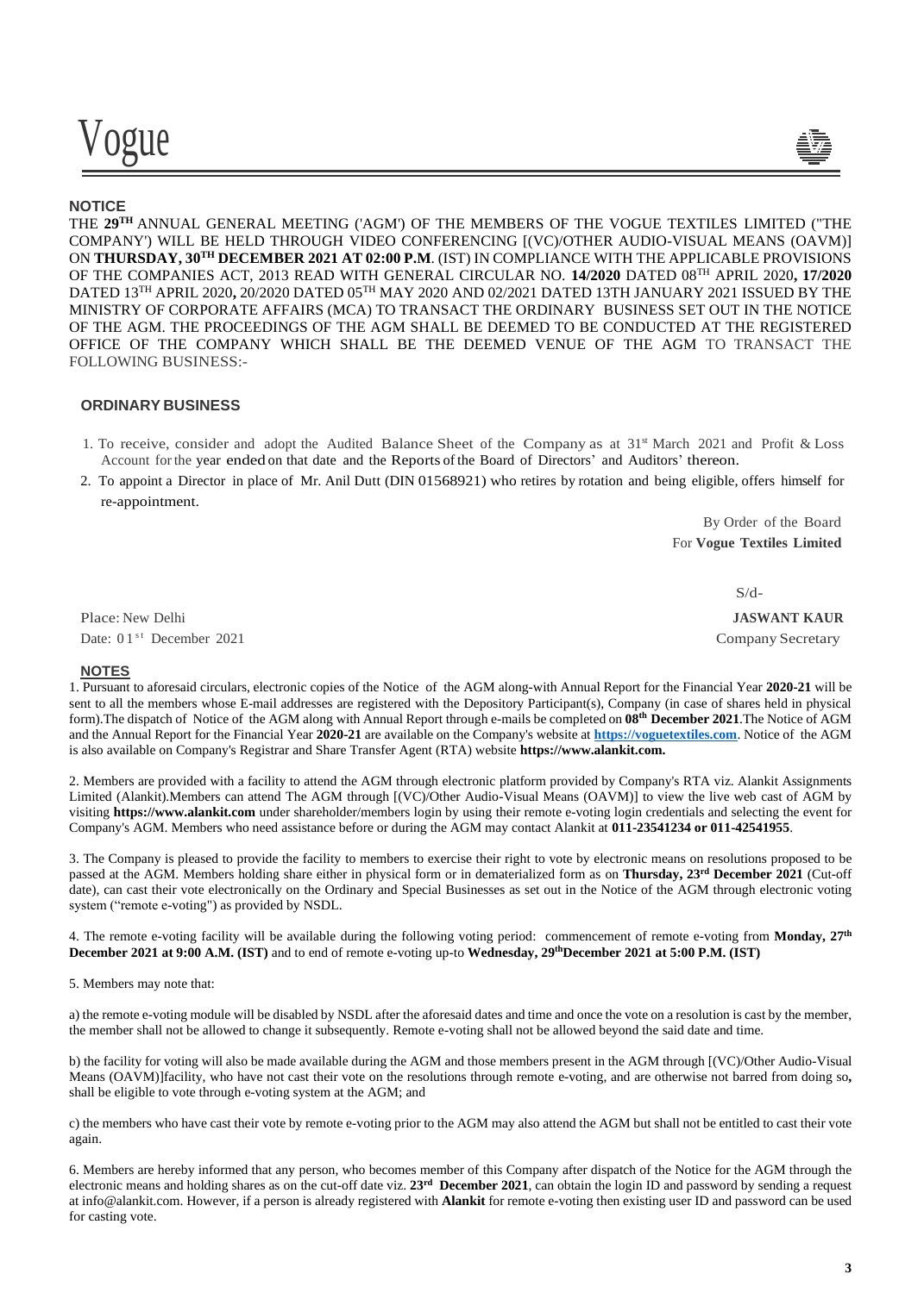## NOTICE

THE **29TH** ANNUAL GENERAL MEETING ('AGM') OF THE MEMBERS OF THE VOGUE TEXTILES LIMITED ("THE COMPANY') WILL BE HELD THROUGH VIDEO CONFERENCING [(VC)/OTHER AUDIO-VISUAL MEANS (OAVM)] ON **THURSDAY, 30TH DECEMBER 2021 AT 02:00 P.M**. (IST) IN COMPLIANCE WITH THE APPLICABLE PROVISIONS OF THE COMPANIES ACT, 2013 READ WITH GENERAL CIRCULAR NO. **14/2020** DATED 08TH APRIL 2020**, 17/2020** DATED 13TH APRIL 2020**,** 20/2020 DATED 05TH MAY 2020 AND 02/2021 DATED 13TH JANUARY 2021 ISSUED BY THE MINISTRY OF CORPORATE AFFAIRS (MCA) TO TRANSACT THE ORDINARY BUSINESS SET OUT IN THE NOTICE OF THE AGM. THE PROCEEDINGS OF THE AGM SHALL BE DEEMED TO BE CONDUCTED AT THE REGISTERED OFFICE OF THE COMPANY WHICH SHALL BE THE DEEMED VENUE OF THE AGM TO TRANSACT THE FOLLOWING BUSINESS:-

### ORDINARY BUSINESS

1. To receive, consider and adopt the Audited Balance Sheet of the Company as at 31st March 2021 and Profit & Loss Account for the year ended on that date and the Reports of the Board of Directors' and Auditors' thereon.
2. To appoint a Director in place of Mr. Anil Dutt (DIN 01568921) who retires by rotation and being eligible, offers himself for re-appointment.

By Order of the Board
For **Vogue Textiles Limited**

S/d-

Place: New Delhi
Date: 01st December 2021

**JASWANT KAUR**
Company Secretary

### NOTES

1. Pursuant to aforesaid circulars, electronic copies of the Notice of the AGM along-with Annual Report for the Financial Year **2020-21** will be sent to all the members whose E-mail addresses are registered with the Depository Participant(s), Company (in case of shares held in physical form).The dispatch of Notice of the AGM along with Annual Report through e-mails be completed on **08th December 2021**.The Notice of AGM and the Annual Report for the Financial Year **2020-21** are available on the Company's website at **https://voguetextiles.com**. Notice of the AGM is also available on Company's Registrar and Share Transfer Agent (RTA) website **https://www.alankit.com.**

2. Members are provided with a facility to attend the AGM through electronic platform provided by Company's RTA viz. Alankit Assignments Limited (Alankit).Members can attend The AGM through [(VC)/Other Audio-Visual Means (OAVM)] to view the live web cast of AGM by visiting **https://www.alankit.com** under shareholder/members login by using their remote e-voting login credentials and selecting the event for Company's AGM. Members who need assistance before or during the AGM may contact Alankit at **011-23541234 or 011-42541955**.

3. The Company is pleased to provide the facility to members to exercise their right to vote by electronic means on resolutions proposed to be passed at the AGM. Members holding share either in physical form or in dematerialized form as on **Thursday, 23rd December 2021** (Cut-off date), can cast their vote electronically on the Ordinary and Special Businesses as set out in the Notice of the AGM through electronic voting system ("remote e-voting") as provided by NSDL.

4. The remote e-voting facility will be available during the following voting period: commencement of remote e-voting from **Monday, 27th December 2021 at 9:00 A.M. (IST)** and to end of remote e-voting up-to **Wednesday, 29thDecember 2021 at 5:00 P.M. (IST)**

5. Members may note that:

a) the remote e-voting module will be disabled by NSDL after the aforesaid dates and time and once the vote on a resolution is cast by the member, the member shall not be allowed to change it subsequently. Remote e-voting shall not be allowed beyond the said date and time.

b) the facility for voting will also be made available during the AGM and those members present in the AGM through [(VC)/Other Audio-Visual Means (OAVM)]facility, who have not cast their vote on the resolutions through remote e-voting, and are otherwise not barred from doing so**,** shall be eligible to vote through e-voting system at the AGM; and

c) the members who have cast their vote by remote e-voting prior to the AGM may also attend the AGM but shall not be entitled to cast their vote again.

6. Members are hereby informed that any person, who becomes member of this Company after dispatch of the Notice for the AGM through the electronic means and holding shares as on the cut-off date viz. **23rd December 2021**, can obtain the login ID and password by sending a request at info@alankit.com. However, if a person is already registered with **Alankit** for remote e-voting then existing user ID and password can be used for casting vote.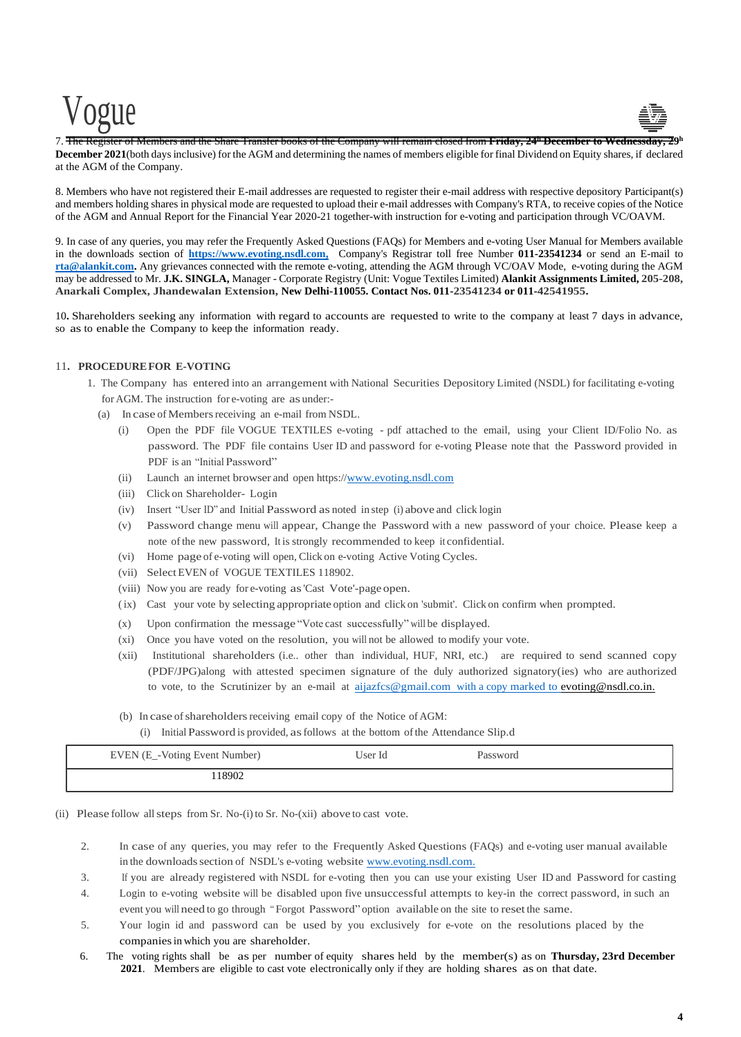7. ~~The Register of Members and the Share Transfer books of the Company will remain closed from **Friday, 24th December to Wednesday, 29th**~~ **December 2021**(both days inclusive) for the AGM and determining the names of members eligible for final Dividend on Equity shares, if declared at the AGM of the Company.

8. Members who have not registered their E-mail addresses are requested to register their e-mail address with respective depository Participant(s) and members holding shares in physical mode are requested to upload their e-mail addresses with Company's RTA, to receive copies of the Notice of the AGM and Annual Report for the Financial Year 2020-21 together-with instruction for e-voting and participation through VC/OAVM.

9. In case of any queries, you may refer the Frequently Asked Questions (FAQs) for Members and e-voting User Manual for Members available in the downloads section of **https://www.evoting.nsdl.com,** Company's Registrar toll free Number **011-23541234** or send an E-mail to **rta@alankit.com.** Any grievances connected with the remote e-voting, attending the AGM through VC/OAV Mode, e-voting during the AGM may be addressed to Mr. **J.K. SINGLA,** Manager - Corporate Registry (Unit: Vogue Textiles Limited) **Alankit Assignments Limited, 205-208, Anarkali Complex, Jhandewalan Extension, New Delhi-110055. Contact Nos. 011-23541234 or 011-42541955.**

10**.** Shareholders seeking any information with regard to accounts are requested to write to the company at least 7 days in advance, so as to enable the Company to keep the information ready.

11**. PROCEDURE FOR E-VOTING**

1. The Company has entered into an arrangement with National Securities Depository Limited (NSDL) for facilitating e-voting for AGM. The instruction for e-voting are as under:-

(a) In case of Members receiving an e-mail from NSDL.

(i) Open the PDF file VOGUE TEXTILES e-voting - pdf attached to the email, using your Client ID/Folio No. as password. The PDF file contains User ID and password for e-voting Please note that the Password provided in PDF is an "Initial Password"

(ii) Launch an internet browser and open https://www.evoting.nsdl.com

(iii) Click on Shareholder- Login

(iv) Insert "User ID" and Initial Password as noted in step (i) above and click login

(v) Password change menu will appear, Change the Password with a new password of your choice. Please keep a note of the new password, It is strongly recommended to keep it confidential.

(vi) Home page of e-voting will open, Click on e-voting Active Voting Cycles.

(vii) Select EVEN of VOGUE TEXTILES 118902.

(viii) Now you are ready for e-voting as 'Cast Vote'-page open.

(ix) Cast your vote by selecting appropriate option and click on 'submit'. Click on confirm when prompted.

(x) Upon confirmation the message "Vote cast successfully" will be displayed.

(xi) Once you have voted on the resolution, you will not be allowed to modify your vote.

(xii) Institutional shareholders (i.e.. other than individual, HUF, NRI, etc.) are required to send scanned copy (PDF/JPG)along with attested specimen signature of the duly authorized signatory(ies) who are authorized to vote, to the Scrutinizer by an e-mail at aijazfcs@gmail.com with a copy marked to evoting@nsdl.co.in.

(b) In case of shareholders receiving email copy of the Notice of AGM:

(i) Initial Password is provided, as follows at the bottom of the Attendance Slip.d

| EVEN (E_-Voting Event Number) | User Id | Password |
|---|---|---|
| 118902 | | |

(ii) Please follow all steps from Sr. No-(i) to Sr. No-(xii) above to cast vote.

2. In case of any queries, you may refer to the Frequently Asked Questions (FAQs) and e-voting user manual available in the downloads section of NSDL's e-voting website www.evoting.nsdl.com.

3. If you are already registered with NSDL for e-voting then you can use your existing User ID and Password for casting

4. Login to e-voting website will be disabled upon five unsuccessful attempts to key-in the correct password, in such an event you will need to go through "Forgot Password" option available on the site to reset the same.

5. Your login id and password can be used by you exclusively for e-vote on the resolutions placed by the companies in which you are shareholder.

6. The voting rights shall be as per number of equity shares held by the member(s) as on **Thursday, 23rd December 2021**. Members are eligible to cast vote electronically only if they are holding shares as on that date.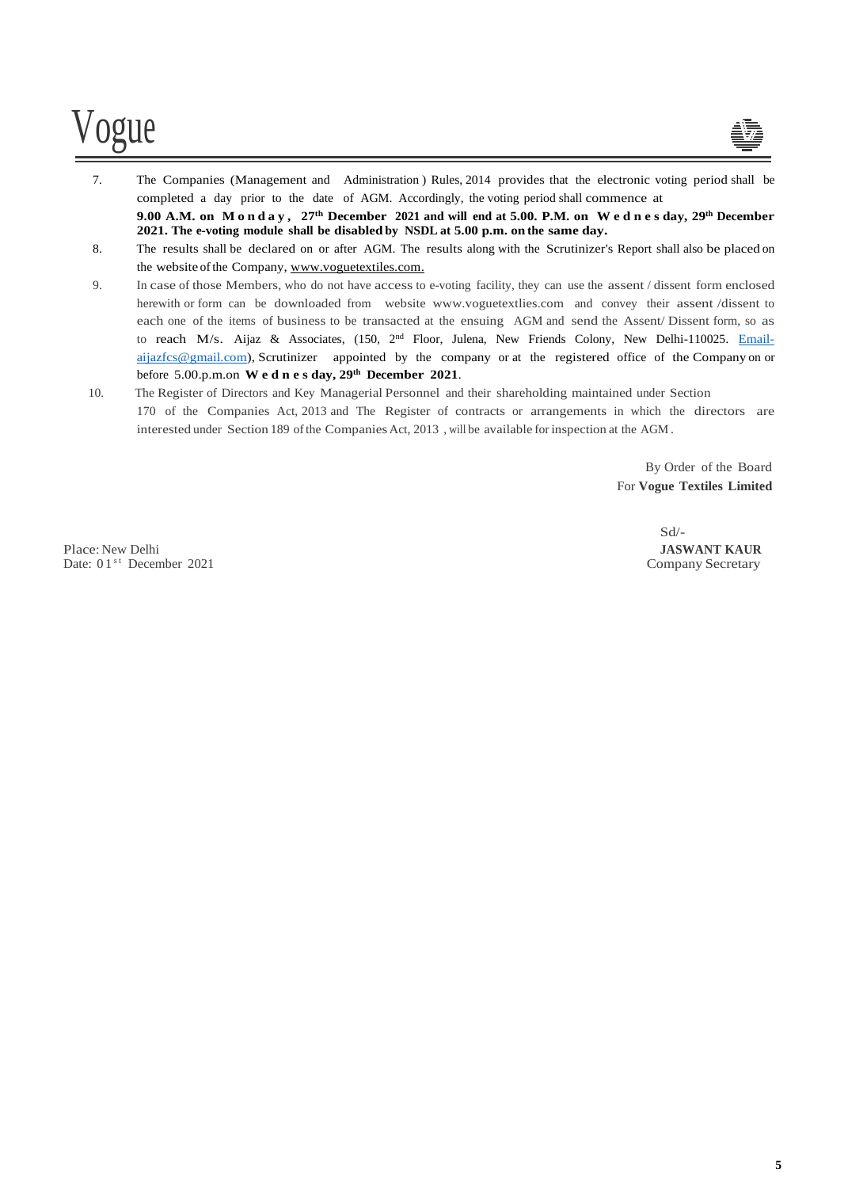7. The Companies (Management and Administration ) Rules, 2014 provides that the electronic voting period shall be completed a day prior to the date of AGM. Accordingly, the voting period shall commence at **9.00 A.M. on Monday, 27th December 2021 and will end at 5.00. P.M. on Wednesday, 29th December 2021. The e-voting module shall be disabled by NSDL at 5.00 p.m. on the same day.**

8. The results shall be declared on or after AGM. The results along with the Scrutinizer's Report shall also be placed on the website of the Company, www.voguetextiles.com.

9. In case of those Members, who do not have access to e-voting facility, they can use the assent / dissent form enclosed herewith or form can be downloaded from website www.voguetextlies.com and convey their assent /dissent to each one of the items of business to be transacted at the ensuing AGM and send the Assent/ Dissent form, so as to reach M/s. Aijaz & Associates, (150, 2nd Floor, Julena, New Friends Colony, New Delhi-110025. Email-aijazfcs@gmail.com), Scrutinizer appointed by the company or at the registered office of the Company on or before 5.00.p.m.on **Wednesday, 29th December 2021**.

10. The Register of Directors and Key Managerial Personnel and their shareholding maintained under Section 170 of the Companies Act, 2013 and The Register of contracts or arrangements in which the directors are interested under Section 189 of the Companies Act, 2013 , will be available for inspection at the AGM.

By Order of the Board
For **Vogue Textiles Limited**

Sd/-
**JASWANT KAUR**
Company Secretary

Place: New Delhi
Date: 01st December 2021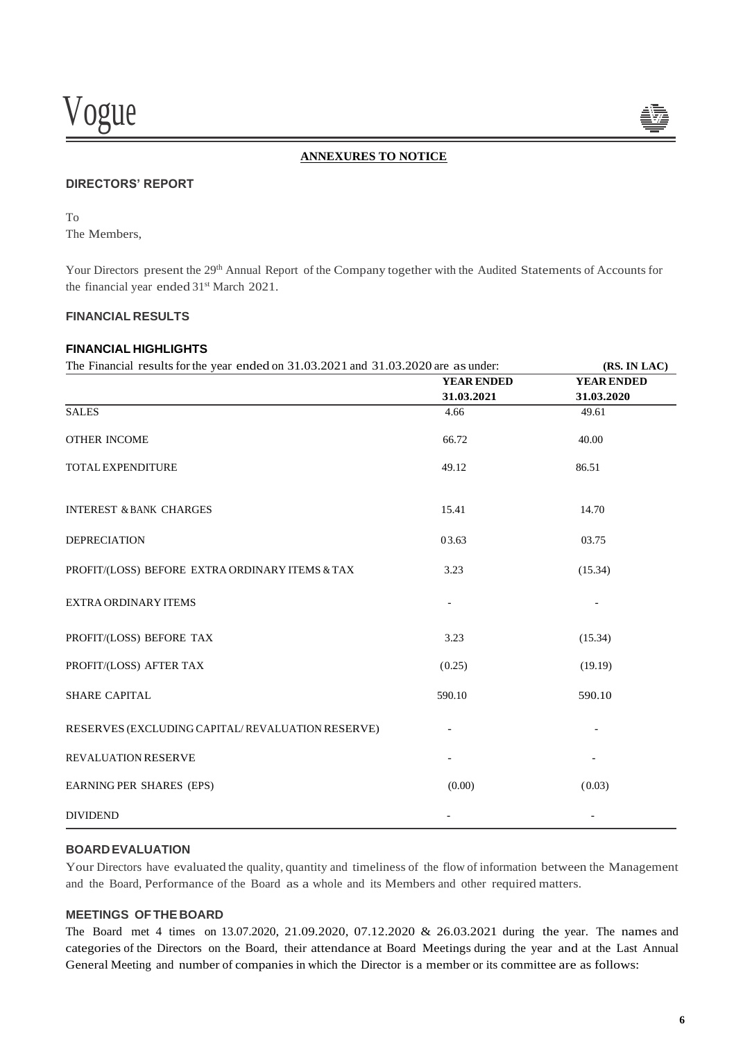**ANNEXURES TO NOTICE**

## DIRECTORS' REPORT

To
The Members,

Your Directors present the 29th Annual Report of the Company together with the Audited Statements of Accounts for the financial year ended 31st March 2021.

## FINANCIAL RESULTS

### FINANCIAL HIGHLIGHTS

The Financial results for the year ended on 31.03.2021 and 31.03.2020 are as under: **(RS. IN LAC)**

| | YEAR ENDED 31.03.2021 | YEAR ENDED 31.03.2020 |
|---|---|---|
| SALES | 4.66 | 49.61 |
| OTHER INCOME | 66.72 | 40.00 |
| TOTAL EXPENDITURE | 49.12 | 86.51 |
| INTEREST & BANK CHARGES | 15.41 | 14.70 |
| DEPRECIATION | 03.63 | 03.75 |
| PROFIT/(LOSS) BEFORE EXTRA ORDINARY ITEMS & TAX | 3.23 | (15.34) |
| EXTRA ORDINARY ITEMS | - | - |
| PROFIT/(LOSS) BEFORE TAX | 3.23 | (15.34) |
| PROFIT/(LOSS) AFTER TAX | (0.25) | (19.19) |
| SHARE CAPITAL | 590.10 | 590.10 |
| RESERVES (EXCLUDING CAPITAL/ REVALUATION RESERVE) | - | - |
| REVALUATION RESERVE | - | - |
| EARNING PER SHARES (EPS) | (0.00) | (0.03) |
| DIVIDEND | - | - |

## BOARD EVALUATION

Your Directors have evaluated the quality, quantity and timeliness of the flow of information between the Management and the Board, Performance of the Board as a whole and its Members and other required matters.

## MEETINGS OF THE BOARD

The Board met 4 times on 13.07.2020, 21.09.2020, 07.12.2020 & 26.03.2021 during the year. The names and categories of the Directors on the Board, their attendance at Board Meetings during the year and at the Last Annual General Meeting and number of companies in which the Director is a member or its committee are as follows: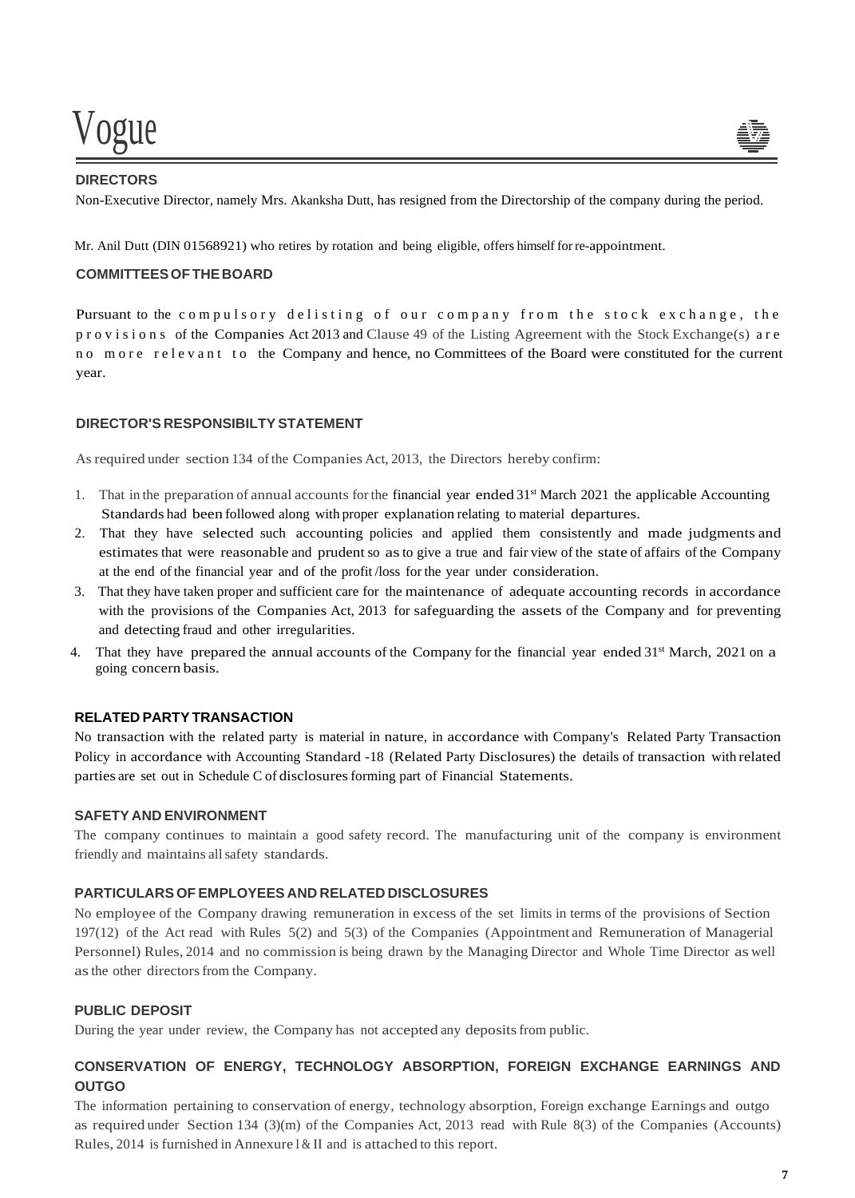## DIRECTORS

Non-Executive Director, namely Mrs. Akanksha Dutt, has resigned from the Directorship of the company during the period.

Mr. Anil Dutt (DIN 01568921) who retires by rotation and being eligible, offers himself for re-appointment.

## COMMITTEES OF THE BOARD

Pursuant to the compulsory delisting of our company from the stock exchange, the provisions of the Companies Act 2013 and Clause 49 of the Listing Agreement with the Stock Exchange(s) are no more relevant to the Company and hence, no Committees of the Board were constituted for the current year.

## DIRECTOR'S RESPONSIBILTY STATEMENT

As required under section 134 of the Companies Act, 2013, the Directors hereby confirm:

1. That in the preparation of annual accounts for the financial year ended 31st March 2021 the applicable Accounting Standards had been followed along with proper explanation relating to material departures.
2. That they have selected such accounting policies and applied them consistently and made judgments and estimates that were reasonable and prudent so as to give a true and fair view of the state of affairs of the Company at the end of the financial year and of the profit /loss for the year under consideration.
3. That they have taken proper and sufficient care for the maintenance of adequate accounting records in accordance with the provisions of the Companies Act, 2013 for safeguarding the assets of the Company and for preventing and detecting fraud and other irregularities.
4. That they have prepared the annual accounts of the Company for the financial year ended 31st March, 2021 on a going concern basis.

## RELATED PARTY TRANSACTION

No transaction with the related party is material in nature, in accordance with Company's Related Party Transaction Policy in accordance with Accounting Standard -18 (Related Party Disclosures) the details of transaction with related parties are set out in Schedule C of disclosures forming part of Financial Statements.

## SAFETY AND ENVIRONMENT

The company continues to maintain a good safety record. The manufacturing unit of the company is environment friendly and maintains all safety standards.

## PARTICULARS OF EMPLOYEES AND RELATED DISCLOSURES

No employee of the Company drawing remuneration in excess of the set limits in terms of the provisions of Section 197(12) of the Act read with Rules 5(2) and 5(3) of the Companies (Appointment and Remuneration of Managerial Personnel) Rules, 2014 and no commission is being drawn by the Managing Director and Whole Time Director as well as the other directors from the Company.

## PUBLIC DEPOSIT

During the year under review, the Company has not accepted any deposits from public.

## CONSERVATION OF ENERGY, TECHNOLOGY ABSORPTION, FOREIGN EXCHANGE EARNINGS AND OUTGO

The information pertaining to conservation of energy, technology absorption, Foreign exchange Earnings and outgo as required under Section 134 (3)(m) of the Companies Act, 2013 read with Rule 8(3) of the Companies (Accounts) Rules, 2014 is furnished in Annexure I & II and is attached to this report.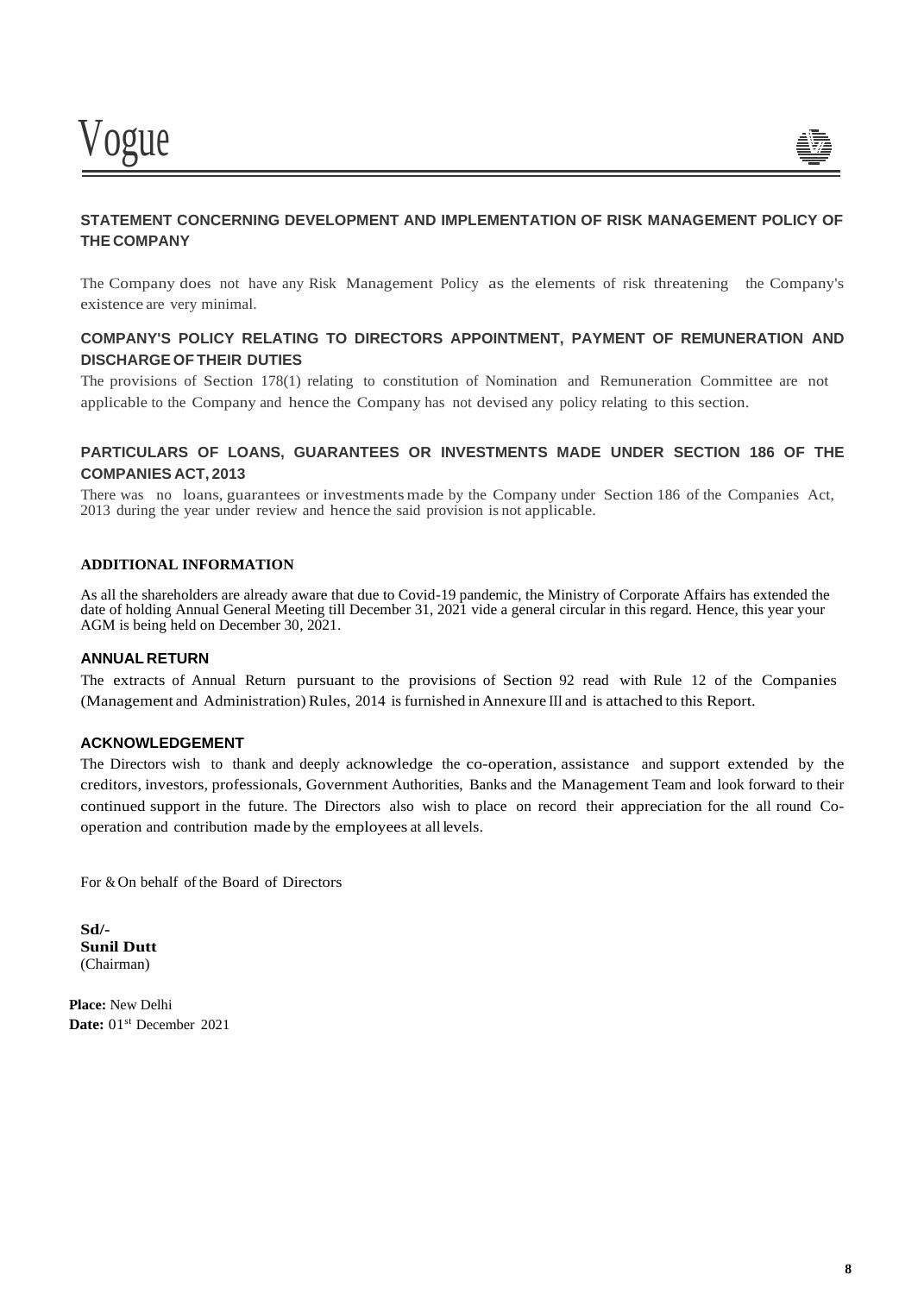## STATEMENT CONCERNING DEVELOPMENT AND IMPLEMENTATION OF RISK MANAGEMENT POLICY OF THE COMPANY

The Company does not have any Risk Management Policy as the elements of risk threatening the Company's existence are very minimal.

## COMPANY'S POLICY RELATING TO DIRECTORS APPOINTMENT, PAYMENT OF REMUNERATION AND DISCHARGE OF THEIR DUTIES

The provisions of Section 178(1) relating to constitution of Nomination and Remuneration Committee are not applicable to the Company and hence the Company has not devised any policy relating to this section.

## PARTICULARS OF LOANS, GUARANTEES OR INVESTMENTS MADE UNDER SECTION 186 OF THE COMPANIES ACT, 2013

There was no loans, guarantees or investments made by the Company under Section 186 of the Companies Act, 2013 during the year under review and hence the said provision is not applicable.

## ADDITIONAL INFORMATION

As all the shareholders are already aware that due to Covid-19 pandemic, the Ministry of Corporate Affairs has extended the date of holding Annual General Meeting till December 31, 2021 vide a general circular in this regard. Hence, this year your AGM is being held on December 30, 2021.

## ANNUAL RETURN

The extracts of Annual Return pursuant to the provisions of Section 92 read with Rule 12 of the Companies (Management and Administration) Rules, 2014 is furnished in Annexure III and is attached to this Report.

## ACKNOWLEDGEMENT

The Directors wish to thank and deeply acknowledge the co-operation, assistance and support extended by the creditors, investors, professionals, Government Authorities, Banks and the Management Team and look forward to their continued support in the future. The Directors also wish to place on record their appreciation for the all round Co-operation and contribution made by the employees at all levels.

For & On behalf of the Board of Directors

**Sd/-**
**Sunil Dutt**
(Chairman)

**Place:** New Delhi
**Date:** 01st December 2021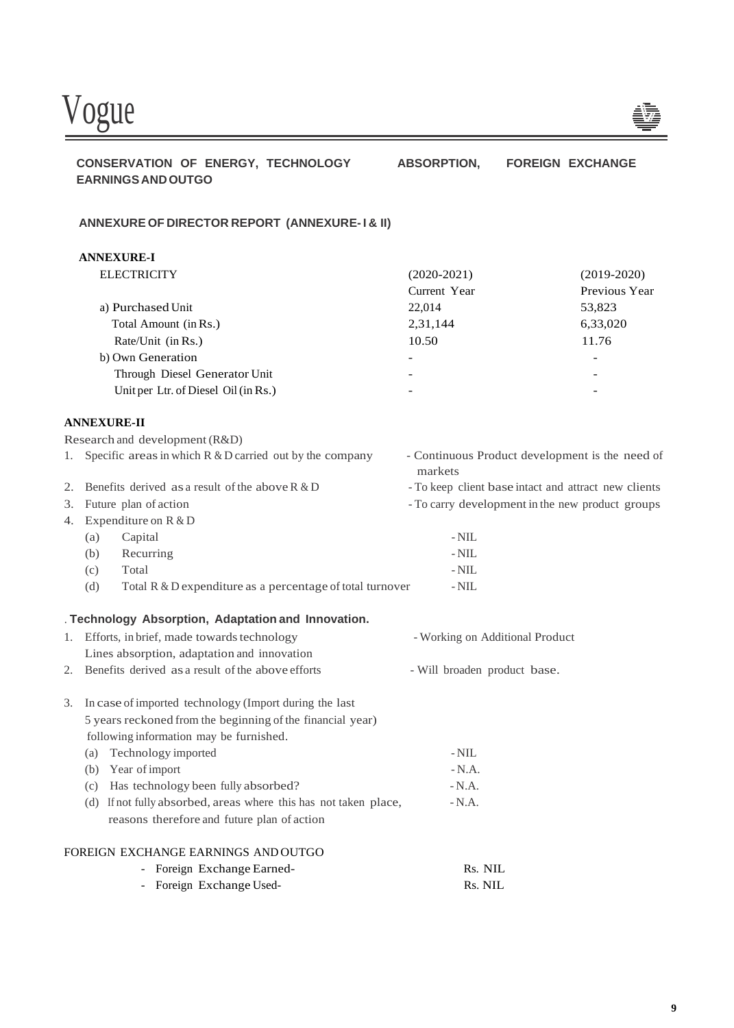## CONSERVATION OF ENERGY, TECHNOLOGY ABSORPTION, FOREIGN EXCHANGE EARNINGS AND OUTGO

### ANNEXURE OF DIRECTOR REPORT (ANNEXURE- I & II)

**ANNEXURE-I**

| ELECTRICITY | (2020-2021) Current Year | (2019-2020) Previous Year |
|---|---|---|
| a) Purchased Unit | 22,014 | 53,823 |
| Total Amount (in Rs.) | 2,31,144 | 6,33,020 |
| Rate/Unit (in Rs.) | 10.50 | 11.76 |
| b) Own Generation | - | - |
| Through Diesel Generator Unit | - | - |
| Unit per Ltr. of Diesel Oil (in Rs.) | - | - |

**ANNEXURE-II**

Research and development (R&D)

1. Specific areas in which R & D carried out by the company - Continuous Product development is the need of markets
2. Benefits derived as a result of the above R & D - To keep client base intact and attract new clients
3. Future plan of action - To carry development in the new product groups
4. Expenditure on R & D
   - (a) Capital - NIL
   - (b) Recurring - NIL
   - (c) Total - NIL
   - (d) Total R & D expenditure as a percentage of total turnover - NIL

**Technology Absorption, Adaptation and Innovation.**

1. Efforts, in brief, made towards technology Lines absorption, adaptation and innovation - Working on Additional Product
2. Benefits derived as a result of the above efforts - Will broaden product base.
3. In case of imported technology (Import during the last 5 years reckoned from the beginning of the financial year) following information may be furnished.
   - (a) Technology imported - NIL
   - (b) Year of import - N.A.
   - (c) Has technology been fully absorbed? - N.A.
   - (d) If not fully absorbed, areas where this has not taken place, reasons therefore and future plan of action - N.A.

FOREIGN EXCHANGE EARNINGS AND OUTGO

- Foreign Exchange Earned- Rs. NIL
- Foreign Exchange Used- Rs. NIL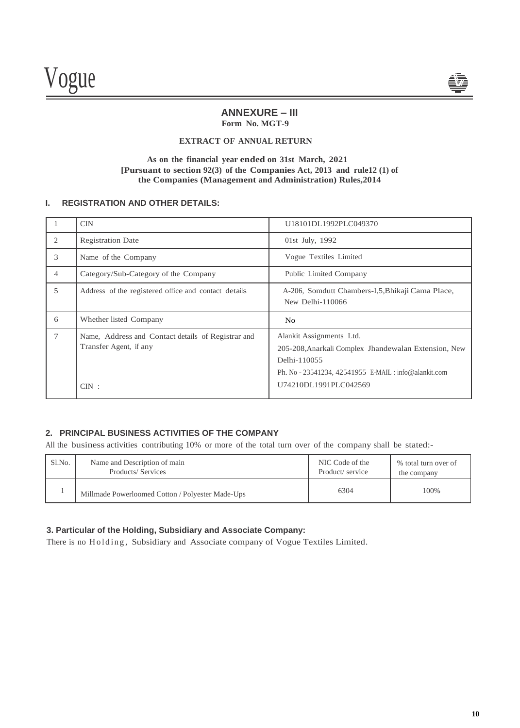# ANNEXURE – III

**Form No. MGT-9**

**EXTRACT OF ANNUAL RETURN**

**As on the financial year ended on 31st March, 2021**
**[Pursuant to section 92(3) of the Companies Act, 2013 and rule12 (1) of the Companies (Management and Administration) Rules,2014**

## I. REGISTRATION AND OTHER DETAILS:

| | | |
|---|---|---|
| 1 | CIN | U18101DL1992PLC049370 |
| 2 | Registration Date | 01st July, 1992 |
| 3 | Name of the Company | Vogue Textiles Limited |
| 4 | Category/Sub-Category of the Company | Public Limited Company |
| 5 | Address of the registered office and contact details | A-206, Somdutt Chambers-I,5,Bhikaji Cama Place, New Delhi-110066 |
| 6 | Whether listed Company | No |
| 7 | Name, Address and Contact details of Registrar and Transfer Agent, if any<br><br>CIN : | Alankit Assignments Ltd.<br>205-208,Anarkali Complex Jhandewalan Extension, New Delhi-110055<br>Ph. No - 23541234, 42541955 E-MAIL : info@alankit.com<br>U74210DL1991PLC042569 |

## 2. PRINCIPAL BUSINESS ACTIVITIES OF THE COMPANY

All the business activities contributing 10% or more of the total turn over of the company shall be stated:-

| Sl.No. | Name and Description of main Products/ Services | NIC Code of the Product/ service | % total turn over of the company |
|---|---|---|---|
| 1 | Millmade Powerloomed Cotton / Polyester Made-Ups | 6304 | 100% |

## 3. Particular of the Holding, Subsidiary and Associate Company:

There is no Holding, Subsidiary and Associate company of Vogue Textiles Limited.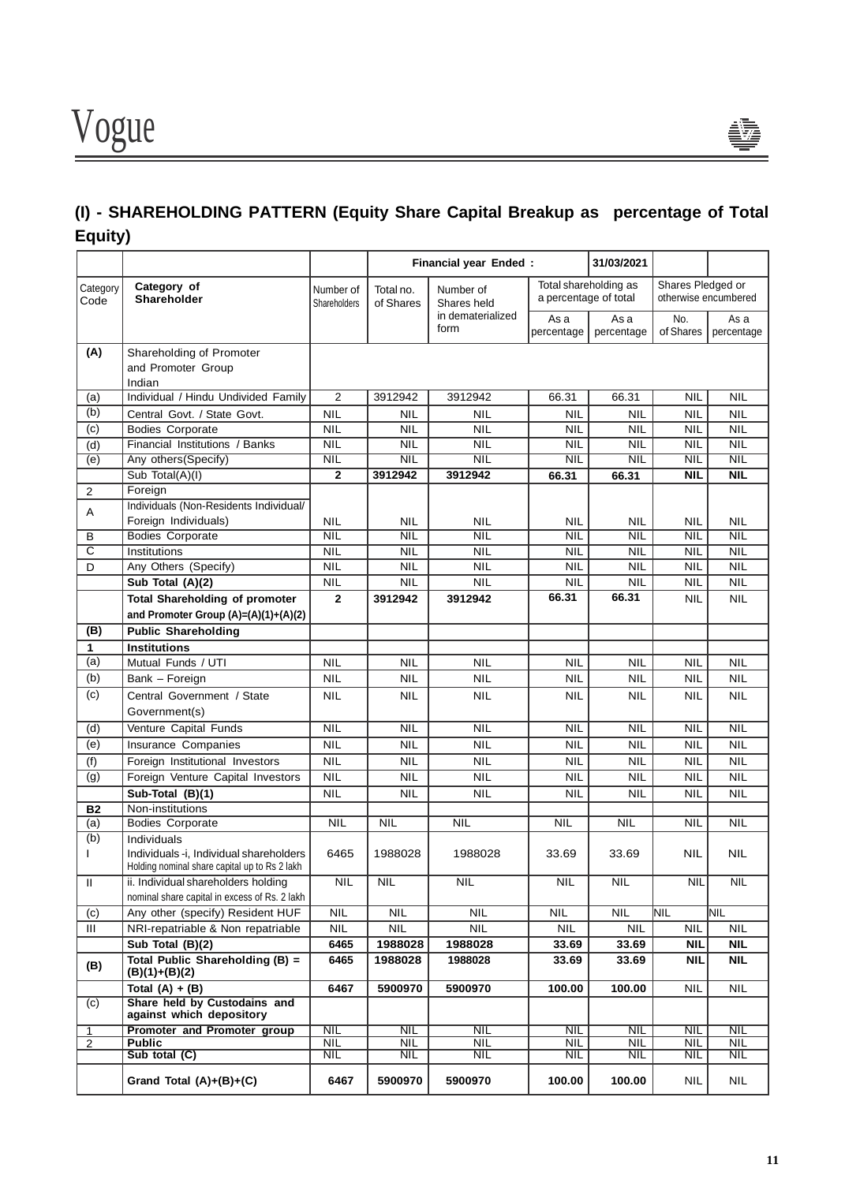## (I) - SHAREHOLDING PATTERN (Equity Share Capital Breakup as percentage of Total Equity)

| | | | Financial year Ended : | | | 31/03/2021 | | |
|---|---|---|---|---|---|---|---|---|
| Category Code | Category of Shareholder | Number of Shareholders | Total no. of Shares | Number of Shares held in dematerialized form | Total shareholding as a percentage of total | | Shares Pledged or otherwise encumbered | |
| | | | | | As a percentage | As a percentage | No. of Shares | As a percentage |
| (A) | Shareholding of Promoter and Promoter Group Indian | | | | | | | |
| (a) | Individual / Hindu Undivided Family | 2 | 3912942 | 3912942 | 66.31 | 66.31 | NIL | NIL |
| (b) | Central Govt. / State Govt. | NIL | NIL | NIL | NIL | NIL | NIL | NIL |
| (c) | Bodies Corporate | NIL | NIL | NIL | NIL | NIL | NIL | NIL |
| (d) | Financial Institutions / Banks | NIL | NIL | NIL | NIL | NIL | NIL | NIL |
| (e) | Any others(Specify) | NIL | NIL | NIL | NIL | NIL | NIL | NIL |
| | Sub Total(A)(I) | **2** | **3912942** | **3912942** | **66.31** | **66.31** | **NIL** | **NIL** |
| 2 | Foreign | | | | | | | |
| A | Individuals (Non-Residents Individual/ Foreign Individuals) | NIL | NIL | NIL | NIL | NIL | NIL | NIL |
| B | Bodies Corporate | NIL | NIL | NIL | NIL | NIL | NIL | NIL |
| C | Institutions | NIL | NIL | NIL | NIL | NIL | NIL | NIL |
| D | Any Others (Specify) | NIL | NIL | NIL | NIL | NIL | NIL | NIL |
| | **Sub Total (A)(2)** | NIL | NIL | NIL | NIL | NIL | NIL | NIL |
| | **Total Shareholding of promoter and Promoter Group (A)=(A)(1)+(A)(2)** | **2** | **3912942** | **3912942** | **66.31** | **66.31** | NIL | NIL |
| **(B)** | **Public Shareholding** | | | | | | | |
| **1** | **Institutions** | | | | | | | |
| (a) | Mutual Funds / UTI | NIL | NIL | NIL | NIL | NIL | NIL | NIL |
| (b) | Bank – Foreign | NIL | NIL | NIL | NIL | NIL | NIL | NIL |
| (c) | Central Government / State Government(s) | NIL | NIL | NIL | NIL | NIL | NIL | NIL |
| (d) | Venture Capital Funds | NIL | NIL | NIL | NIL | NIL | NIL | NIL |
| (e) | Insurance Companies | NIL | NIL | NIL | NIL | NIL | NIL | NIL |
| (f) | Foreign Institutional Investors | NIL | NIL | NIL | NIL | NIL | NIL | NIL |
| (g) | Foreign Venture Capital Investors | NIL | NIL | NIL | NIL | NIL | NIL | NIL |
| | **Sub-Total (B)(1)** | NIL | NIL | NIL | NIL | NIL | NIL | NIL |
| **B2** | Non-institutions | | | | | | | |
| (a) | Bodies Corporate | NIL | NIL | NIL | NIL | NIL | NIL | NIL |
| (b) I | Individuals Individuals -i, Individual shareholders Holding nominal share capital up to Rs 2 lakh | 6465 | 1988028 | 1988028 | 33.69 | 33.69 | NIL | NIL |
| II | ii. Individual shareholders holding nominal share capital in excess of Rs. 2 lakh | NIL | NIL | NIL | NIL | NIL | NIL | NIL |
| (c) | Any other (specify) Resident HUF | NIL | NIL | NIL | NIL | NIL | NIL | NIL |
| III | NRI-repatriable & Non repatriable | NIL | NIL | NIL | NIL | NIL | NIL | NIL |
| | **Sub Total (B)(2)** | **6465** | **1988028** | **1988028** | **33.69** | **33.69** | **NIL** | **NIL** |
| **(B)** | **Total Public Shareholding (B) = (B)(1)+(B)(2)** | **6465** | **1988028** | **1988028** | **33.69** | **33.69** | **NIL** | **NIL** |
| | **Total (A) + (B)** | **6467** | **5900970** | **5900970** | **100.00** | **100.00** | NIL | NIL |
| (c) | **Share held by Custodains and against which depository** | | | | | | | |
| 1 | **Promoter and Promoter group** | NIL | NIL | NIL | NIL | NIL | NIL | NIL |
| 2 | **Public** | NIL | NIL | NIL | NIL | NIL | NIL | NIL |
| | **Sub total (C)** | NIL | NIL | NIL | NIL | NIL | NIL | NIL |
| | **Grand Total (A)+(B)+(C)** | **6467** | **5900970** | **5900970** | **100.00** | **100.00** | NIL | NIL |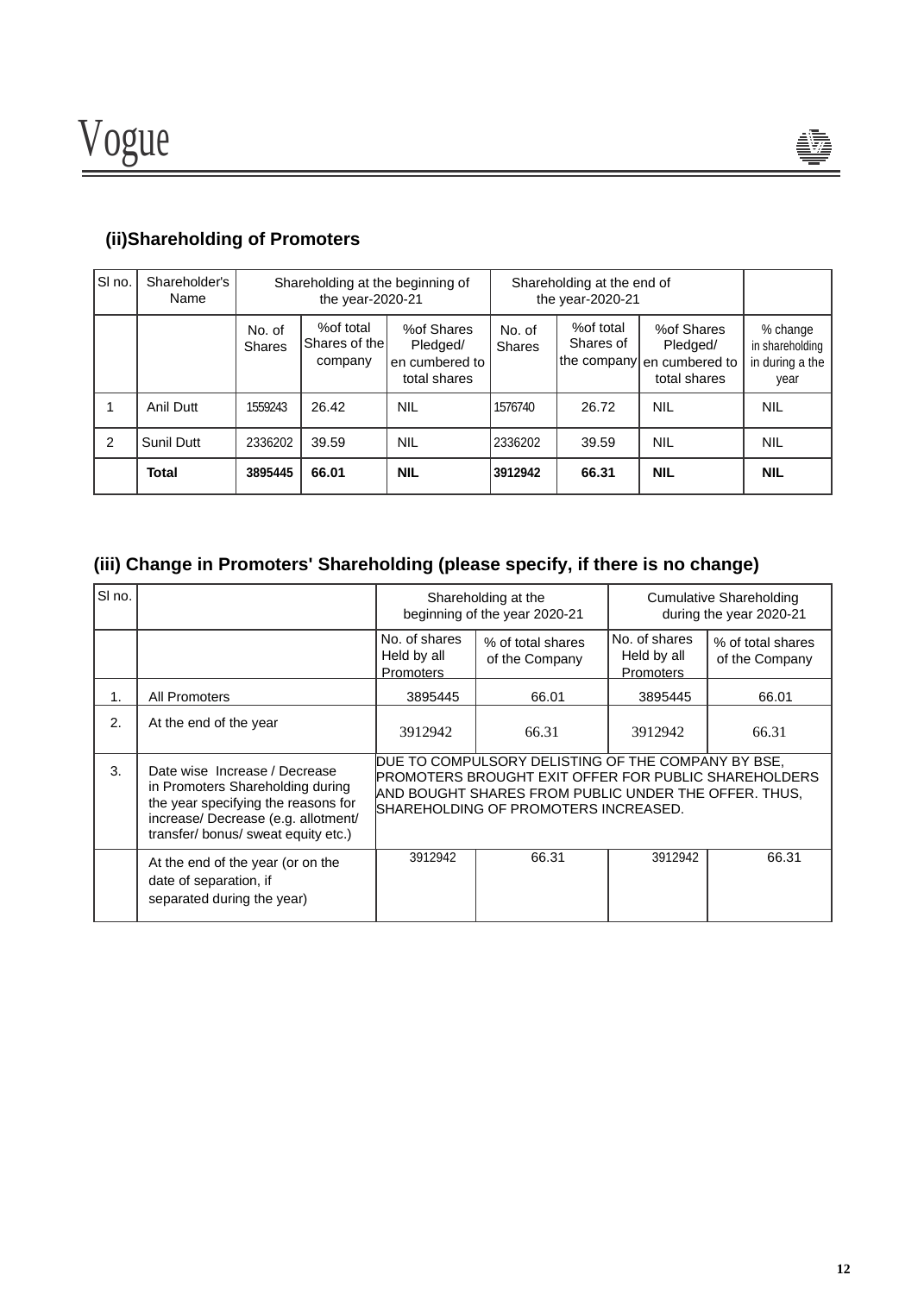### (ii)Shareholding of Promoters

| Sl no. | Shareholder's Name | Shareholding at the beginning of the year-2020-21 | | | Shareholding at the end of the year-2020-21 | | | |
|---|---|---|---|---|---|---|---|---|
| | | No. of Shares | %of total Shares of the company | %of Shares Pledged/ en cumbered to total shares | No. of Shares | %of total Shares of the company | %of Shares Pledged/ en cumbered to total shares | % change in shareholding in during a the year |
| 1 | Anil Dutt | 1559243 | 26.42 | NIL | 1576740 | 26.72 | NIL | NIL |
| 2 | Sunil Dutt | 2336202 | 39.59 | NIL | 2336202 | 39.59 | NIL | NIL |
| | **Total** | **3895445** | **66.01** | **NIL** | **3912942** | **66.31** | **NIL** | **NIL** |

### (iii) Change in Promoters' Shareholding (please specify, if there is no change)

| Sl no. | | Shareholding at the beginning of the year 2020-21 | | Cumulative Shareholding during the year 2020-21 | |
|---|---|---|---|---|---|
| | | No. of shares Held by all Promoters | % of total shares of the Company | No. of shares Held by all Promoters | % of total shares of the Company |
| 1. | All Promoters | 3895445 | 66.01 | 3895445 | 66.01 |
| 2. | At the end of the year | 3912942 | 66.31 | 3912942 | 66.31 |
| 3. | Date wise Increase / Decrease in Promoters Shareholding during the year specifying the reasons for increase/ Decrease (e.g. allotment/ transfer/ bonus/ sweat equity etc.) | DUE TO COMPULSORY DELISTING OF THE COMPANY BY BSE, PROMOTERS BROUGHT EXIT OFFER FOR PUBLIC SHAREHOLDERS AND BOUGHT SHARES FROM PUBLIC UNDER THE OFFER. THUS, SHAREHOLDING OF PROMOTERS INCREASED. | | | |
| | At the end of the year (or on the date of separation, if separated during the year) | 3912942 | 66.31 | 3912942 | 66.31 |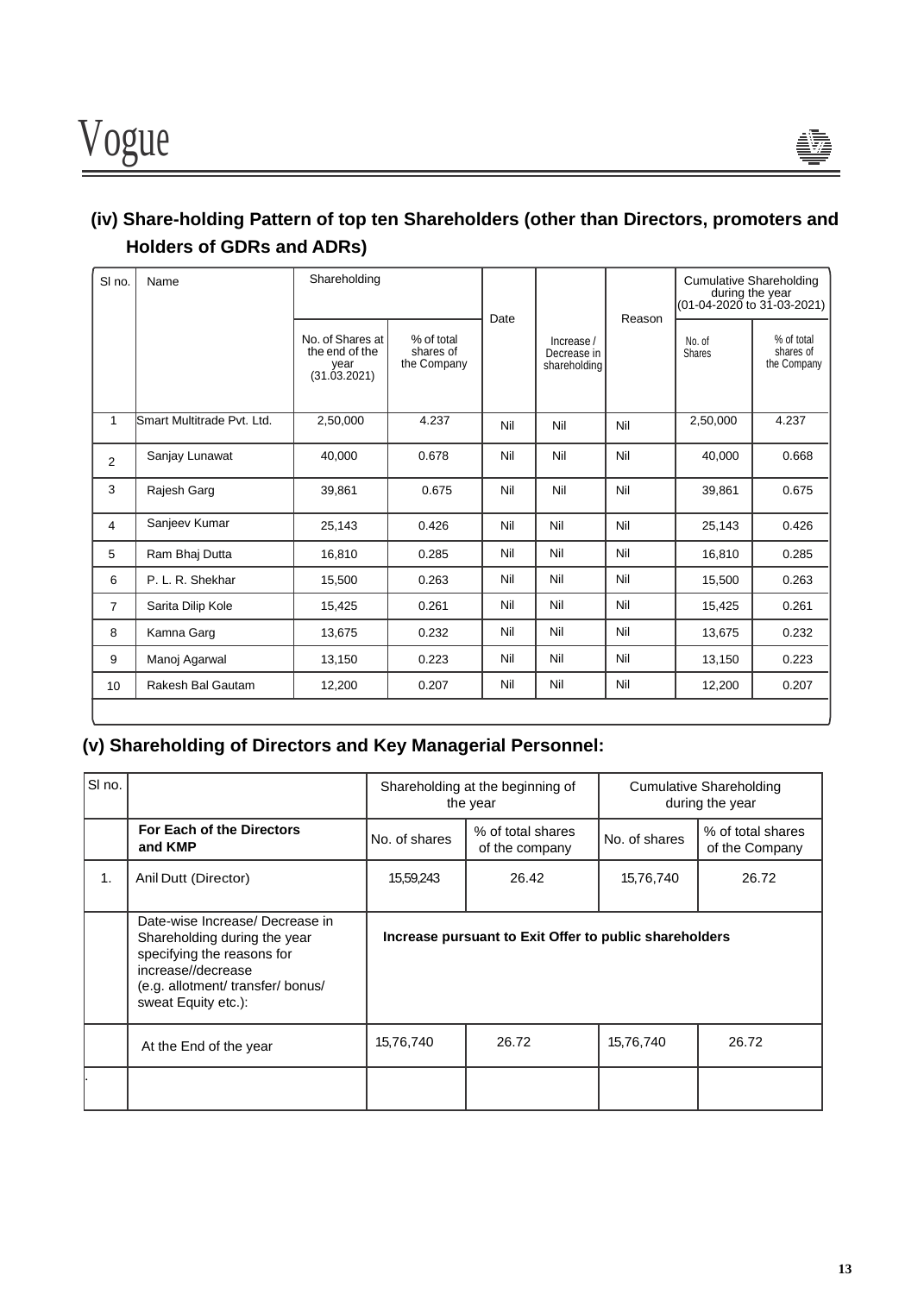## (iv) Share-holding Pattern of top ten Shareholders (other than Directors, promoters and Holders of GDRs and ADRs)

| Sl no. | Name | Shareholding | | Date | Increase / Decrease in shareholding | Reason | Cumulative Shareholding during the year (01-04-2020 to 31-03-2021) | |
|---|---|---|---|---|---|---|---|---|
| | | No. of Shares at the end of the year (31.03.2021) | % of total shares of the Company | | | | No. of Shares | % of total shares of the Company |
| 1 | Smart Multitrade Pvt. Ltd. | 2,50,000 | 4.237 | Nil | Nil | Nil | 2,50,000 | 4.237 |
| 2 | Sanjay Lunawat | 40,000 | 0.678 | Nil | Nil | Nil | 40,000 | 0.668 |
| 3 | Rajesh Garg | 39,861 | 0.675 | Nil | Nil | Nil | 39,861 | 0.675 |
| 4 | Sanjeev Kumar | 25,143 | 0.426 | Nil | Nil | Nil | 25,143 | 0.426 |
| 5 | Ram Bhaj Dutta | 16,810 | 0.285 | Nil | Nil | Nil | 16,810 | 0.285 |
| 6 | P. L. R. Shekhar | 15,500 | 0.263 | Nil | Nil | Nil | 15,500 | 0.263 |
| 7 | Sarita Dilip Kole | 15,425 | 0.261 | Nil | Nil | Nil | 15,425 | 0.261 |
| 8 | Kamna Garg | 13,675 | 0.232 | Nil | Nil | Nil | 13,675 | 0.232 |
| 9 | Manoj Agarwal | 13,150 | 0.223 | Nil | Nil | Nil | 13,150 | 0.223 |
| 10 | Rakesh Bal Gautam | 12,200 | 0.207 | Nil | Nil | Nil | 12,200 | 0.207 |

## (v) Shareholding of Directors and Key Managerial Personnel:

| Sl no. | | Shareholding at the beginning of the year | | Cumulative Shareholding during the year | |
|---|---|---|---|---|---|
| | **For Each of the Directors and KMP** | No. of shares | % of total shares of the company | No. of shares | % of total shares of the Company |
| 1. | Anil Dutt (Director) | 15,59,243 | 26.42 | 15,76,740 | 26.72 |
| | Date-wise Increase/ Decrease in Shareholding during the year specifying the reasons for increase//decrease (e.g. allotment/ transfer/ bonus/ sweat Equity etc.): | **Increase pursuant to Exit Offer to public shareholders** | | | |
| | At the End of the year | 15,76,740 | 26.72 | 15,76,740 | 26.72 |
| | | | | | |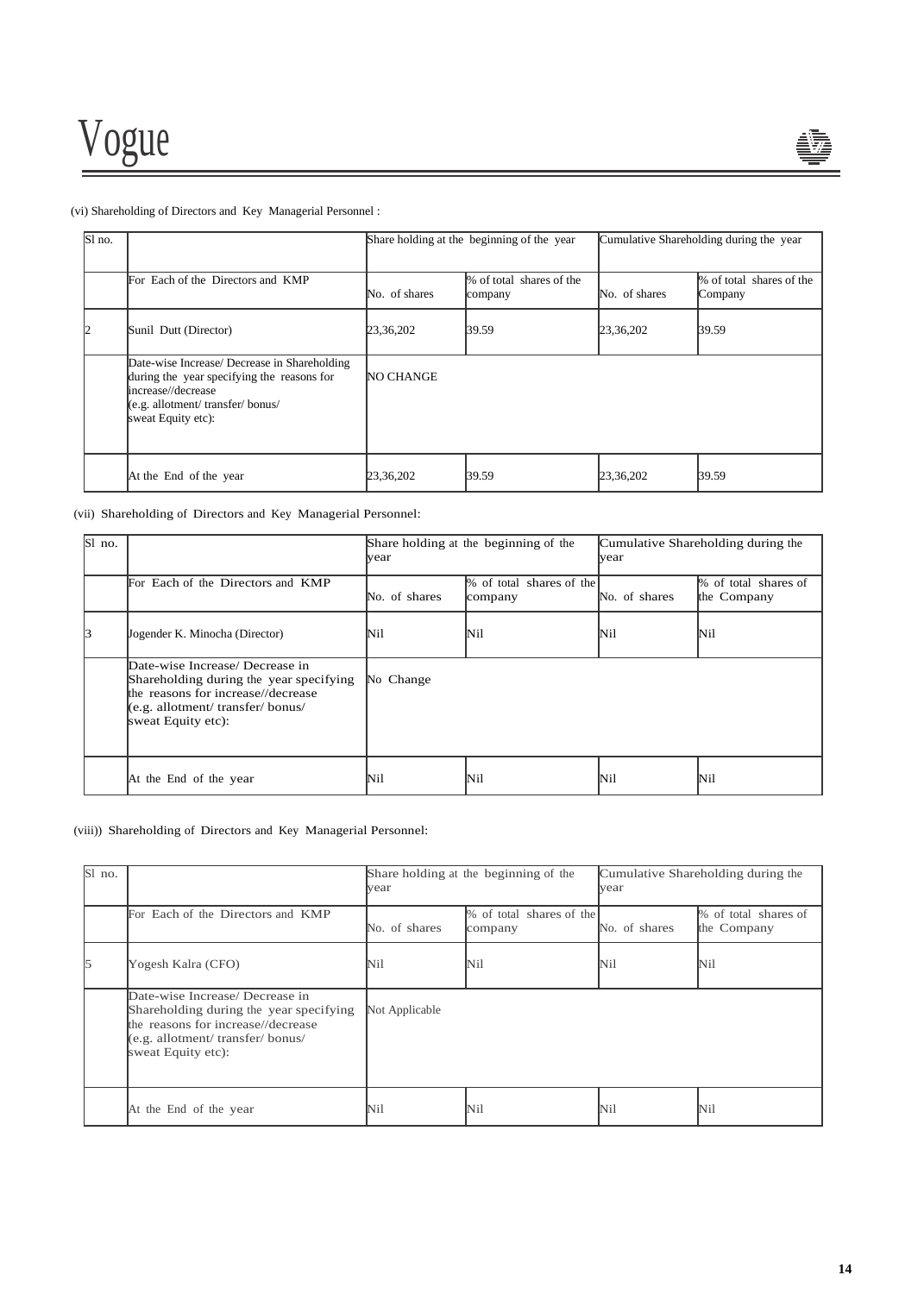(vi) Shareholding of Directors and Key Managerial Personnel :

| Sl no. | | Share holding at the beginning of the year | | Cumulative Shareholding during the year | |
|---|---|---|---|---|---|
| | For Each of the Directors and KMP | No. of shares | % of total shares of the company | No. of shares | % of total shares of the Company |
| 2 | Sunil Dutt (Director) | 23,36,202 | 39.59 | 23,36,202 | 39.59 |
| | Date-wise Increase/ Decrease in Shareholding during the year specifying the reasons for increase//decrease (e.g. allotment/ transfer/ bonus/ sweat Equity etc): | NO CHANGE | | | |
| | At the End of the year | 23,36,202 | 39.59 | 23,36,202 | 39.59 |

(vii) Shareholding of Directors and Key Managerial Personnel:

| Sl no. | | Share holding at the beginning of the year | | Cumulative Shareholding during the year | |
|---|---|---|---|---|---|
| | For Each of the Directors and KMP | No. of shares | % of total shares of the company | No. of shares | % of total shares of the Company |
| 3 | Jogender K. Minocha (Director) | Nil | Nil | Nil | Nil |
| | Date-wise Increase/ Decrease in Shareholding during the year specifying the reasons for increase//decrease (e.g. allotment/ transfer/ bonus/ sweat Equity etc): | No Change | | | |
| | At the End of the year | Nil | Nil | Nil | Nil |

(viii)) Shareholding of Directors and Key Managerial Personnel:

| Sl no. | | Share holding at the beginning of the year | | Cumulative Shareholding during the year | |
|---|---|---|---|---|---|
| | For Each of the Directors and KMP | No. of shares | % of total shares of the company | No. of shares | % of total shares of the Company |
| 5 | Yogesh Kalra (CFO) | Nil | Nil | Nil | Nil |
| | Date-wise Increase/ Decrease in Shareholding during the year specifying the reasons for increase//decrease (e.g. allotment/ transfer/ bonus/ sweat Equity etc): | Not Applicable | | | |
| | At the End of the year | Nil | Nil | Nil | Nil |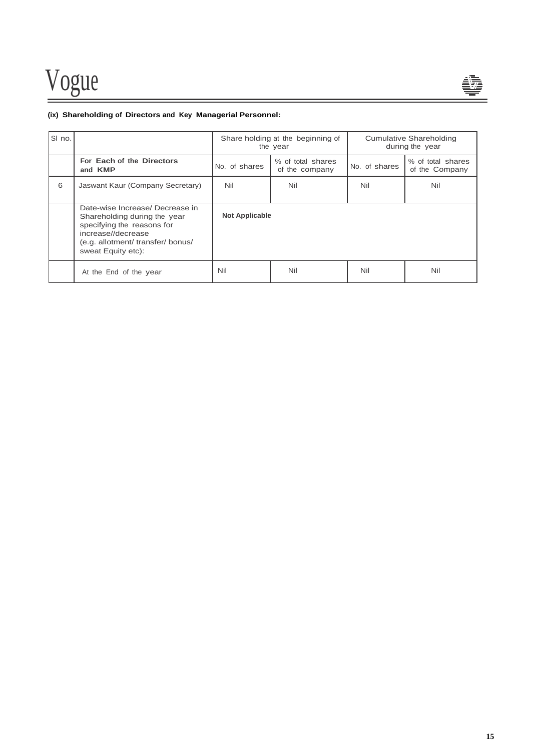**(ix) Shareholding of Directors and Key Managerial Personnel:**

| Sl no. | | Share holding at the beginning of the year | | Cumulative Shareholding during the year | |
|---|---|---|---|---|---|
| | **For Each of the Directors and KMP** | No. of shares | % of total shares of the company | No. of shares | % of total shares of the Company |
| 6 | Jaswant Kaur (Company Secretary) | Nil | Nil | Nil | Nil |
| | Date-wise Increase/ Decrease in Shareholding during the year specifying the reasons for increase//decrease (e.g. allotment/ transfer/ bonus/ sweat Equity etc): | **Not Applicable** | | | |
| | At the End of the year | Nil | Nil | Nil | Nil |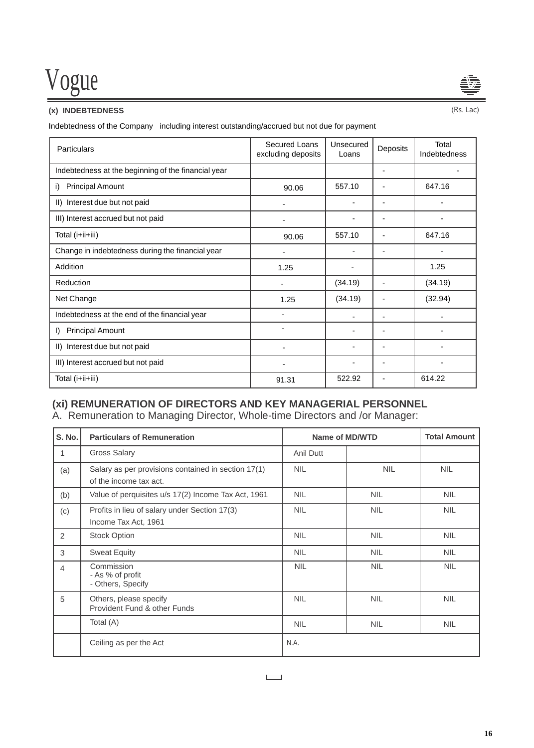### (x) INDEBTEDNESS

(Rs. Lac)

Indebtedness of the Company including interest outstanding/accrued but not due for payment

| Particulars | Secured Loans excluding deposits | Unsecured Loans | Deposits | Total Indebtedness |
|---|---|---|---|---|
| Indebtedness at the beginning of the financial year | | | - | - |
| i) Principal Amount | 90.06 | 557.10 | - | 647.16 |
| II) Interest due but not paid | - | - | - | - |
| III) Interest accrued but not paid | - | - | - | - |
| Total (i+ii+iii) | 90.06 | 557.10 | - | 647.16 |
| Change in indebtedness during the financial year | - | - | - | - |
| Addition | 1.25 | - | | 1.25 |
| Reduction | - | (34.19) | - | (34.19) |
| Net Change | 1.25 | (34.19) | - | (32.94) |
| Indebtedness at the end of the financial year | - | - | - | - |
| I) Principal Amount | - | - | - | - |
| II) Interest due but not paid | - | - | - | - |
| III) Interest accrued but not paid | - | - | - | - |
| Total (i+ii+iii) | 91.31 | 522.92 | - | 614.22 |

### (xi) REMUNERATION OF DIRECTORS AND KEY MANAGERIAL PERSONNEL

A. Remuneration to Managing Director, Whole-time Directors and /or Manager:

| S. No. | Particulars of Remuneration | Name of MD/WTD | | Total Amount |
|---|---|---|---|---|
| 1 | Gross Salary | Anil Dutt | | |
| (a) | Salary as per provisions contained in section 17(1) of the income tax act. | NIL | NIL | NIL |
| (b) | Value of perquisites u/s 17(2) Income Tax Act, 1961 | NIL | NIL | NIL |
| (c) | Profits in lieu of salary under Section 17(3) Income Tax Act, 1961 | NIL | NIL | NIL |
| 2 | Stock Option | NIL | NIL | NIL |
| 3 | Sweat Equity | NIL | NIL | NIL |
| 4 | Commission<br>- As % of profit<br>- Others, Specify | NIL | NIL | NIL |
| 5 | Others, please specify<br>Provident Fund & other Funds | NIL | NIL | NIL |
| | Total (A) | NIL | NIL | NIL |
| | Ceiling as per the Act | N.A. | | |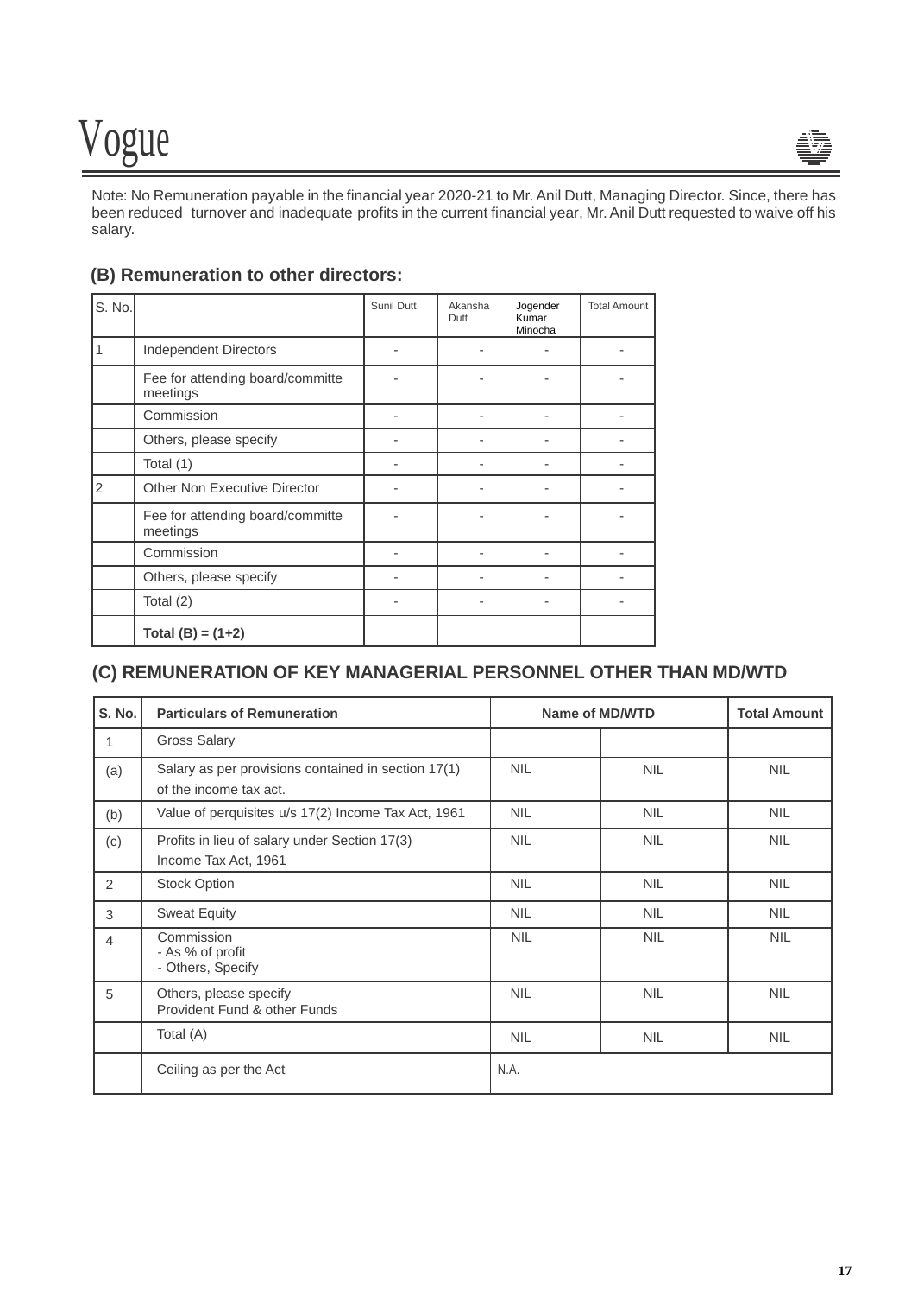Note: No Remuneration payable in the financial year 2020-21 to Mr. Anil Dutt, Managing Director. Since, there has been reduced turnover and inadequate profits in the current financial year, Mr. Anil Dutt requested to waive off his salary.

## (B) Remuneration to other directors:

| S. No. | | Sunil Dutt | Akansha Dutt | Jogender Kumar Minocha | Total Amount |
|---|---|---|---|---|---|
| 1 | Independent Directors | - | - | - | - |
| | Fee for attending board/committe meetings | - | - | - | - |
| | Commission | - | - | - | - |
| | Others, please specify | - | - | - | - |
| | Total (1) | - | - | - | - |
| 2 | Other Non Executive Director | - | - | - | - |
| | Fee for attending board/committe meetings | - | - | - | - |
| | Commission | - | - | - | - |
| | Others, please specify | - | - | - | - |
| | Total (2) | - | - | - | - |
| | **Total (B) = (1+2)** | | | | |

## (C) REMUNERATION OF KEY MANAGERIAL PERSONNEL OTHER THAN MD/WTD

| S. No. | Particulars of Remuneration | Name of MD/WTD | | Total Amount |
|---|---|---|---|---|
| 1 | Gross Salary | | | |
| (a) | Salary as per provisions contained in section 17(1) of the income tax act. | NIL | NIL | NIL |
| (b) | Value of perquisites u/s 17(2) Income Tax Act, 1961 | NIL | NIL | NIL |
| (c) | Profits in lieu of salary under Section 17(3) Income Tax Act, 1961 | NIL | NIL | NIL |
| 2 | Stock Option | NIL | NIL | NIL |
| 3 | Sweat Equity | NIL | NIL | NIL |
| 4 | Commission<br>- As % of profit<br>- Others, Specify | NIL | NIL | NIL |
| 5 | Others, please specify<br>Provident Fund & other Funds | NIL | NIL | NIL |
| | Total (A) | NIL | NIL | NIL |
| | Ceiling as per the Act | N.A. | | |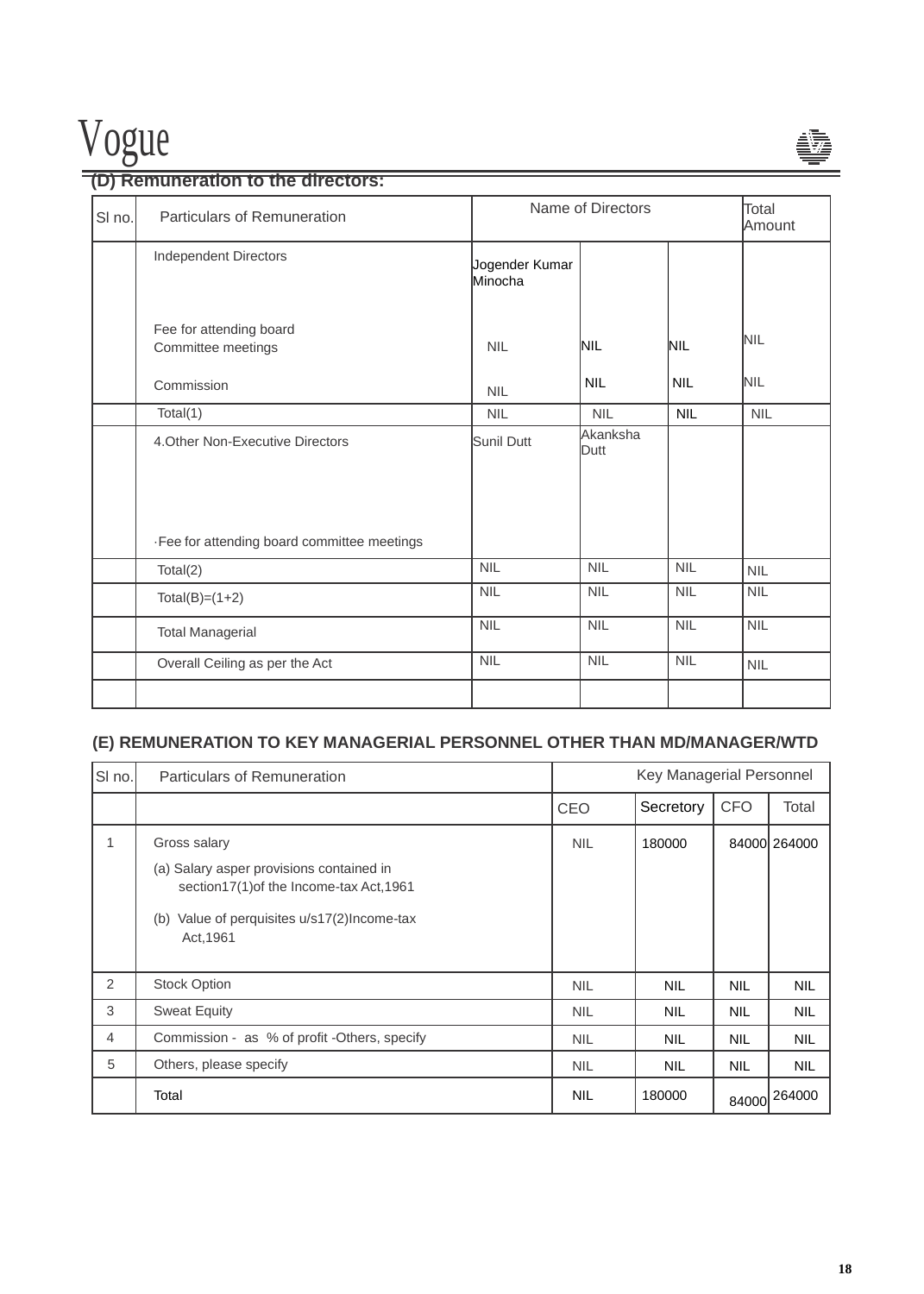### (D) Remuneration to the directors:

| Sl no. | Particulars of Remuneration | Name of Directors | | | Total Amount |
|---|---|---|---|---|---|
| | Independent Directors | Jogender Kumar Minocha | | | |
| | Fee for attending board Committee meetings | NIL | NIL | NIL | NIL |
| | Commission | NIL | NIL | NIL | NIL |
| | Total(1) | NIL | NIL | NIL | NIL |
| | 4.Other Non-Executive Directors | Sunil Dutt | Akanksha Dutt | | |
| | ·Fee for attending board committee meetings | | | | |
| | Total(2) | NIL | NIL | NIL | NIL |
| | Total(B)=(1+2) | NIL | NIL | NIL | NIL |
| | Total Managerial | NIL | NIL | NIL | NIL |
| | Overall Ceiling as per the Act | NIL | NIL | NIL | NIL |
| | | | | | |

### (E) REMUNERATION TO KEY MANAGERIAL PERSONNEL OTHER THAN MD/MANAGER/WTD

| Sl no. | Particulars of Remuneration | Key Managerial Personnel | | | |
|---|---|---|---|---|---|
| | | CEO | Secretory | CFO | Total |
| 1 | Gross salary<br>(a) Salary asper provisions contained in section17(1)of the Income-tax Act,1961<br>(b) Value of perquisites u/s17(2)Income-tax Act,1961 | NIL | 180000 | 84000 | 264000 |
| 2 | Stock Option | NIL | NIL | NIL | NIL |
| 3 | Sweat Equity | NIL | NIL | NIL | NIL |
| 4 | Commission - as % of profit -Others, specify | NIL | NIL | NIL | NIL |
| 5 | Others, please specify | NIL | NIL | NIL | NIL |
| | Total | NIL | 180000 | 84000 | 264000 |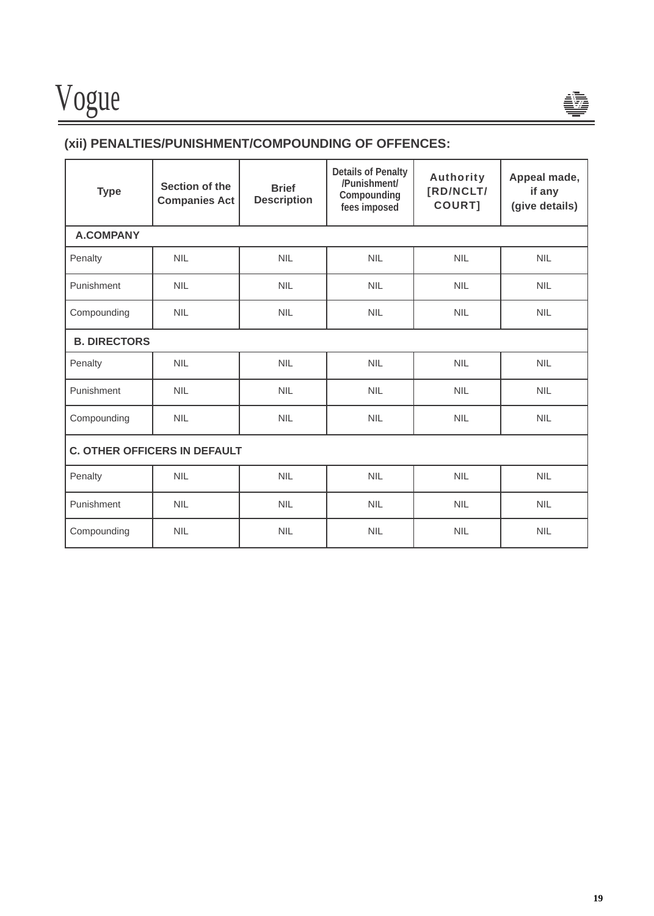### (xii) PENALTIES/PUNISHMENT/COMPOUNDING OF OFFENCES:

| Type | Section of the Companies Act | Brief Description | Details of Penalty /Punishment/ Compounding fees imposed | Authority [RD/NCLT/ COURT] | Appeal made, if any (give details) |
|---|---|---|---|---|---|
| **A.COMPANY** | | | | | |
| Penalty | NIL | NIL | NIL | NIL | NIL |
| Punishment | NIL | NIL | NIL | NIL | NIL |
| Compounding | NIL | NIL | NIL | NIL | NIL |
| **B. DIRECTORS** | | | | | |
| Penalty | NIL | NIL | NIL | NIL | NIL |
| Punishment | NIL | NIL | NIL | NIL | NIL |
| Compounding | NIL | NIL | NIL | NIL | NIL |
| **C. OTHER OFFICERS IN DEFAULT** | | | | | |
| Penalty | NIL | NIL | NIL | NIL | NIL |
| Punishment | NIL | NIL | NIL | NIL | NIL |
| Compounding | NIL | NIL | NIL | NIL | NIL |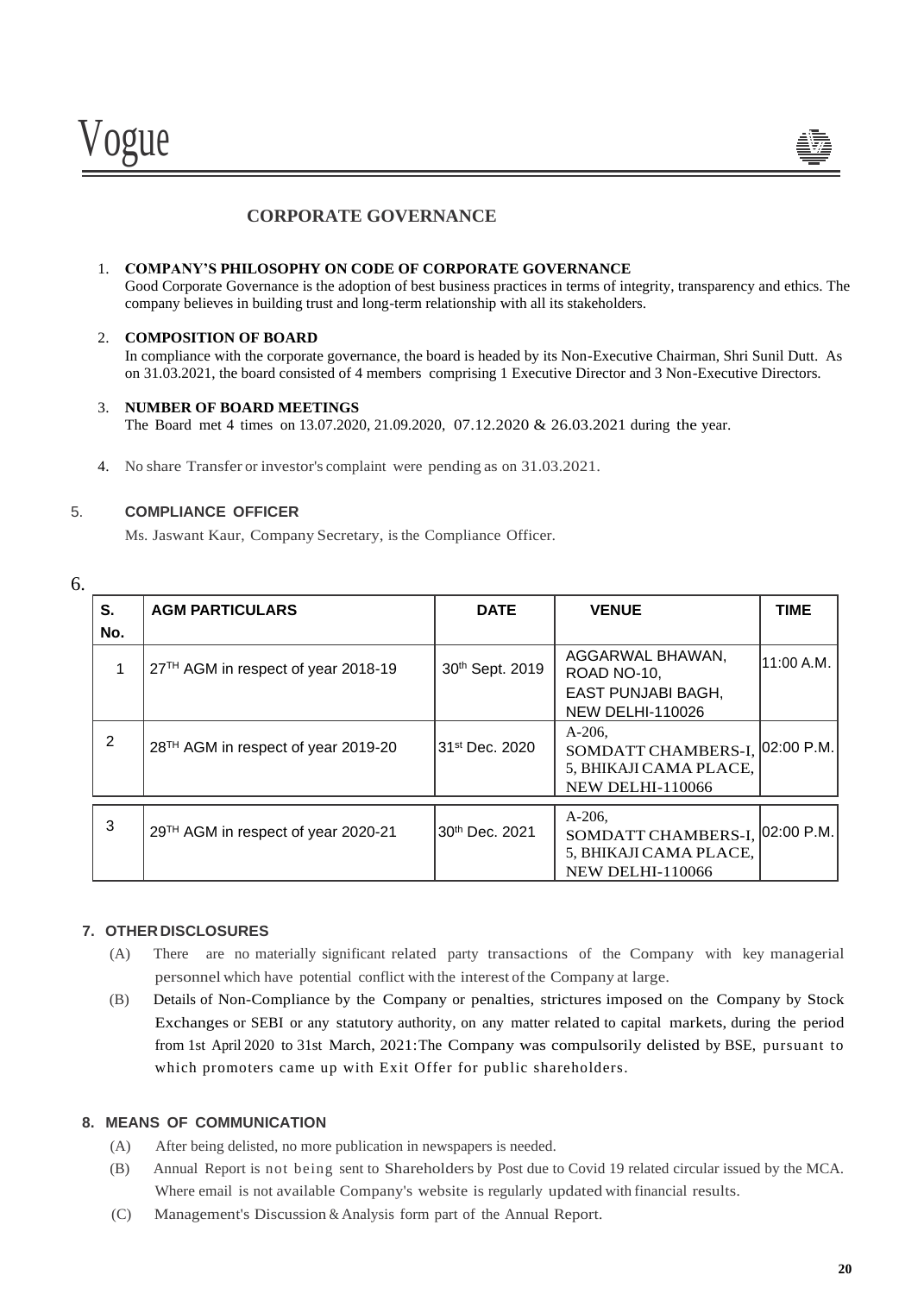# CORPORATE GOVERNANCE

1. **COMPANY'S PHILOSOPHY ON CODE OF CORPORATE GOVERNANCE**
   Good Corporate Governance is the adoption of best business practices in terms of integrity, transparency and ethics. The company believes in building trust and long-term relationship with all its stakeholders.

2. **COMPOSITION OF BOARD**
   In compliance with the corporate governance, the board is headed by its Non-Executive Chairman, Shri Sunil Dutt. As on 31.03.2021, the board consisted of 4 members comprising 1 Executive Director and 3 Non-Executive Directors.

3. **NUMBER OF BOARD MEETINGS**
   The Board met 4 times on 13.07.2020, 21.09.2020, 07.12.2020 & 26.03.2021 during the year.

4. No share Transfer or investor's complaint were pending as on 31.03.2021.

5. **COMPLIANCE OFFICER**
   Ms. Jaswant Kaur, Company Secretary, is the Compliance Officer.

6.

| S. No. | AGM PARTICULARS | DATE | VENUE | TIME |
|---|---|---|---|---|
| 1 | 27TH AGM in respect of year 2018-19 | 30th Sept. 2019 | AGGARWAL BHAWAN, ROAD NO-10, EAST PUNJABI BAGH, NEW DELHI-110026 | 11:00 A.M. |
| 2 | 28TH AGM in respect of year 2019-20 | 31st Dec. 2020 | A-206, SOMDATT CHAMBERS-I, 5, BHIKAJI CAMA PLACE, NEW DELHI-110066 | 02:00 P.M. |
| 3 | 29TH AGM in respect of year 2020-21 | 30th Dec. 2021 | A-206, SOMDATT CHAMBERS-I, 5, BHIKAJI CAMA PLACE, NEW DELHI-110066 | 02:00 P.M. |

7. **OTHER DISCLOSURES**
   (A) There are no materially significant related party transactions of the Company with key managerial personnel which have potential conflict with the interest of the Company at large.
   (B) Details of Non-Compliance by the Company or penalties, strictures imposed on the Company by Stock Exchanges or SEBI or any statutory authority, on any matter related to capital markets, during the period from 1st April 2020 to 31st March, 2021: The Company was compulsorily delisted by BSE, pursuant to which promoters came up with Exit Offer for public shareholders.

8. **MEANS OF COMMUNICATION**
   (A) After being delisted, no more publication in newspapers is needed.
   (B) Annual Report is not being sent to Shareholders by Post due to Covid 19 related circular issued by the MCA. Where email is not available Company's website is regularly updated with financial results.
   (C) Management's Discussion & Analysis form part of the Annual Report.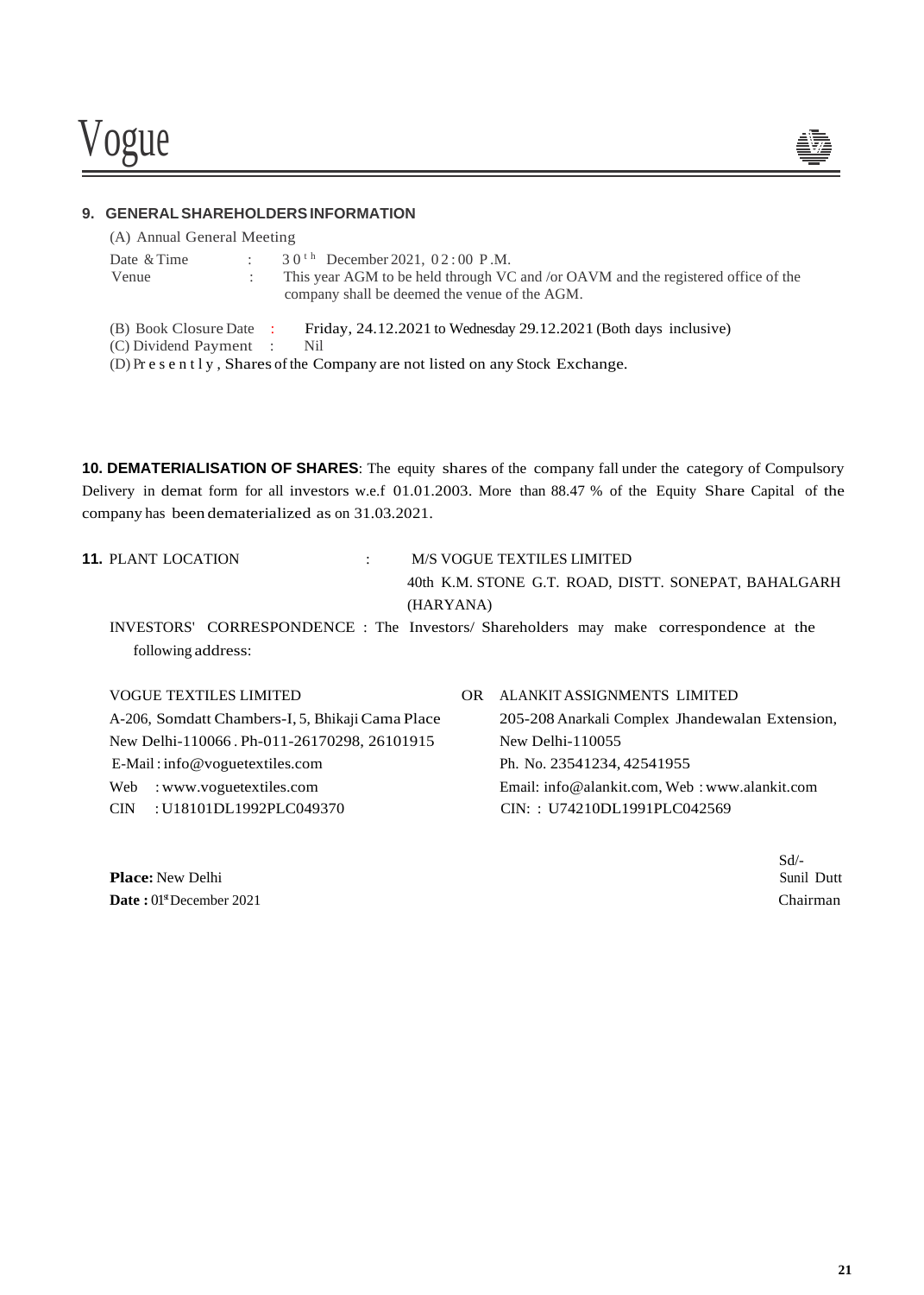## 9. GENERAL SHAREHOLDERS INFORMATION

(A) Annual General Meeting

Date & Time : 30th December 2021, 02:00 P.M.
Venue : This year AGM to be held through VC and /or OAVM and the registered office of the company shall be deemed the venue of the AGM.

(B) Book Closure Date : Friday, 24.12.2021 to Wednesday 29.12.2021 (Both days inclusive)
(C) Dividend Payment : Nil
(D) Presently, Shares of the Company are not listed on any Stock Exchange.

**10. DEMATERIALISATION OF SHARES**: The equity shares of the company fall under the category of Compulsory Delivery in demat form for all investors w.e.f 01.01.2003. More than 88.47 % of the Equity Share Capital of the company has been dematerialized as on 31.03.2021.

**11.** PLANT LOCATION : M/S VOGUE TEXTILES LIMITED
40th K.M. STONE G.T. ROAD, DISTT. SONEPAT, BAHALGARH (HARYANA)

INVESTORS' CORRESPONDENCE : The Investors/ Shareholders may make correspondence at the following address:

VOGUE TEXTILES LIMITED
A-206, Somdatt Chambers-I, 5, Bhikaji Cama Place
New Delhi-110066 . Ph-011-26170298, 26101915
E-Mail : info@voguetextiles.com
Web : www.voguetextiles.com
CIN : U18101DL1992PLC049370

OR

ALANKIT ASSIGNMENTS LIMITED
205-208 Anarkali Complex Jhandewalan Extension,
New Delhi-110055
Ph. No. 23541234, 42541955
Email: info@alankit.com, Web : www.alankit.com
CIN: : U74210DL1991PLC042569

**Place:** New Delhi
**Date :** 01st December 2021

Sd/-
Sunil Dutt
Chairman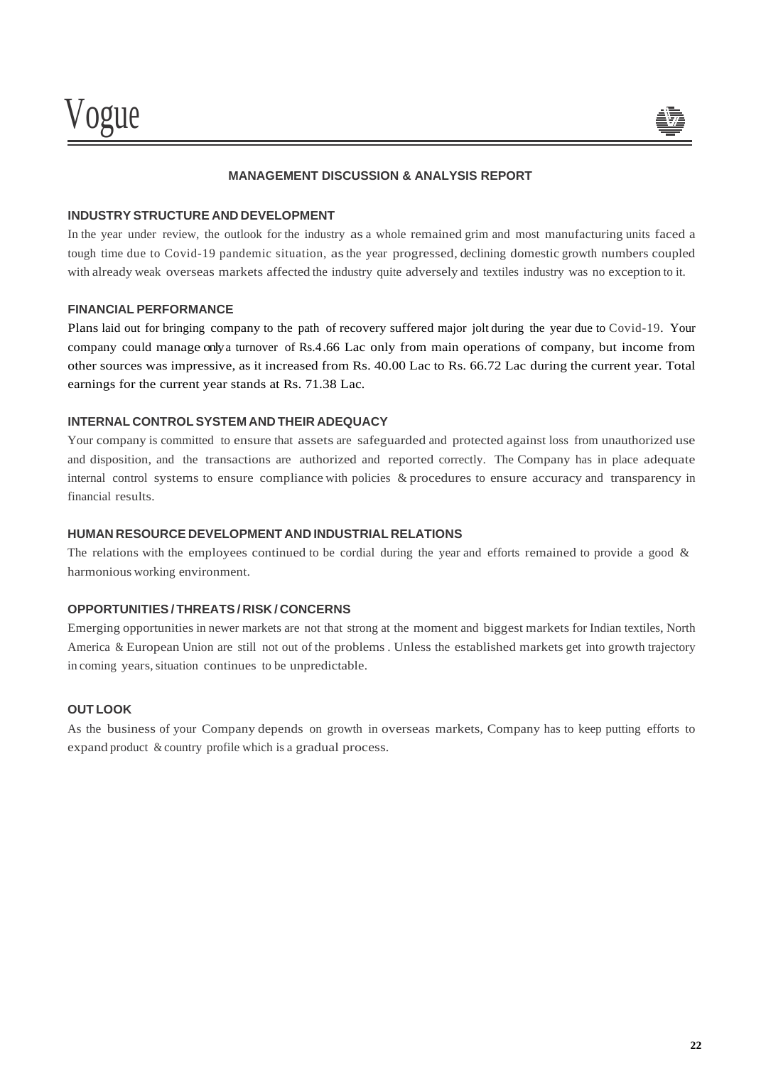## MANAGEMENT DISCUSSION & ANALYSIS REPORT

### INDUSTRY STRUCTURE AND DEVELOPMENT

In the year under review, the outlook for the industry as a whole remained grim and most manufacturing units faced a tough time due to Covid-19 pandemic situation, as the year progressed, declining domestic growth numbers coupled with already weak overseas markets affected the industry quite adversely and textiles industry was no exception to it.

### FINANCIAL PERFORMANCE

Plans laid out for bringing company to the path of recovery suffered major jolt during the year due to Covid-19. Your company could manage only a turnover of Rs.4.66 Lac only from main operations of company, but income from other sources was impressive, as it increased from Rs. 40.00 Lac to Rs. 66.72 Lac during the current year. Total earnings for the current year stands at Rs. 71.38 Lac.

### INTERNAL CONTROL SYSTEM AND THEIR ADEQUACY

Your company is committed to ensure that assets are safeguarded and protected against loss from unauthorized use and disposition, and the transactions are authorized and reported correctly. The Company has in place adequate internal control systems to ensure compliance with policies & procedures to ensure accuracy and transparency in financial results.

### HUMAN RESOURCE DEVELOPMENT AND INDUSTRIAL RELATIONS

The relations with the employees continued to be cordial during the year and efforts remained to provide a good & harmonious working environment.

### OPPORTUNITIES / THREATS / RISK / CONCERNS

Emerging opportunities in newer markets are not that strong at the moment and biggest markets for Indian textiles, North America & European Union are still not out of the problems . Unless the established markets get into growth trajectory in coming years, situation continues to be unpredictable.

### OUT LOOK

As the business of your Company depends on growth in overseas markets, Company has to keep putting efforts to expand product & country profile which is a gradual process.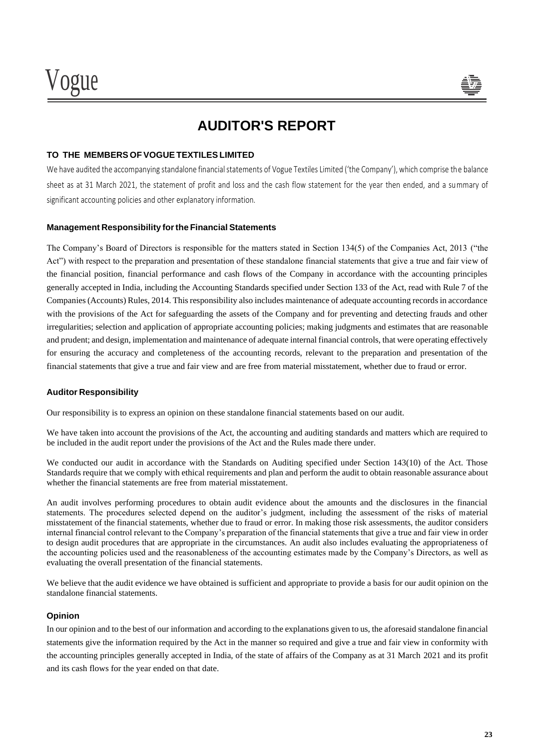# AUDITOR'S REPORT

**TO THE MEMBERS OF VOGUE TEXTILES LIMITED**

We have audited the accompanying standalone financial statements of Vogue Textiles Limited ('the Company'), which comprise the balance sheet as at 31 March 2021, the statement of profit and loss and the cash flow statement for the year then ended, and a summary of significant accounting policies and other explanatory information.

### Management Responsibility for the Financial Statements

The Company's Board of Directors is responsible for the matters stated in Section 134(5) of the Companies Act, 2013 ("the Act") with respect to the preparation and presentation of these standalone financial statements that give a true and fair view of the financial position, financial performance and cash flows of the Company in accordance with the accounting principles generally accepted in India, including the Accounting Standards specified under Section 133 of the Act, read with Rule 7 of the Companies (Accounts) Rules, 2014. This responsibility also includes maintenance of adequate accounting records in accordance with the provisions of the Act for safeguarding the assets of the Company and for preventing and detecting frauds and other irregularities; selection and application of appropriate accounting policies; making judgments and estimates that are reasonable and prudent; and design, implementation and maintenance of adequate internal financial controls, that were operating effectively for ensuring the accuracy and completeness of the accounting records, relevant to the preparation and presentation of the financial statements that give a true and fair view and are free from material misstatement, whether due to fraud or error.

### Auditor Responsibility

Our responsibility is to express an opinion on these standalone financial statements based on our audit.

We have taken into account the provisions of the Act, the accounting and auditing standards and matters which are required to be included in the audit report under the provisions of the Act and the Rules made there under.

We conducted our audit in accordance with the Standards on Auditing specified under Section 143(10) of the Act. Those Standards require that we comply with ethical requirements and plan and perform the audit to obtain reasonable assurance about whether the financial statements are free from material misstatement.

An audit involves performing procedures to obtain audit evidence about the amounts and the disclosures in the financial statements. The procedures selected depend on the auditor's judgment, including the assessment of the risks of material misstatement of the financial statements, whether due to fraud or error. In making those risk assessments, the auditor considers internal financial control relevant to the Company's preparation of the financial statements that give a true and fair view in order to design audit procedures that are appropriate in the circumstances. An audit also includes evaluating the appropriateness of the accounting policies used and the reasonableness of the accounting estimates made by the Company's Directors, as well as evaluating the overall presentation of the financial statements.

We believe that the audit evidence we have obtained is sufficient and appropriate to provide a basis for our audit opinion on the standalone financial statements.

### Opinion

In our opinion and to the best of our information and according to the explanations given to us, the aforesaid standalone financial statements give the information required by the Act in the manner so required and give a true and fair view in conformity with the accounting principles generally accepted in India, of the state of affairs of the Company as at 31 March 2021 and its profit and its cash flows for the year ended on that date.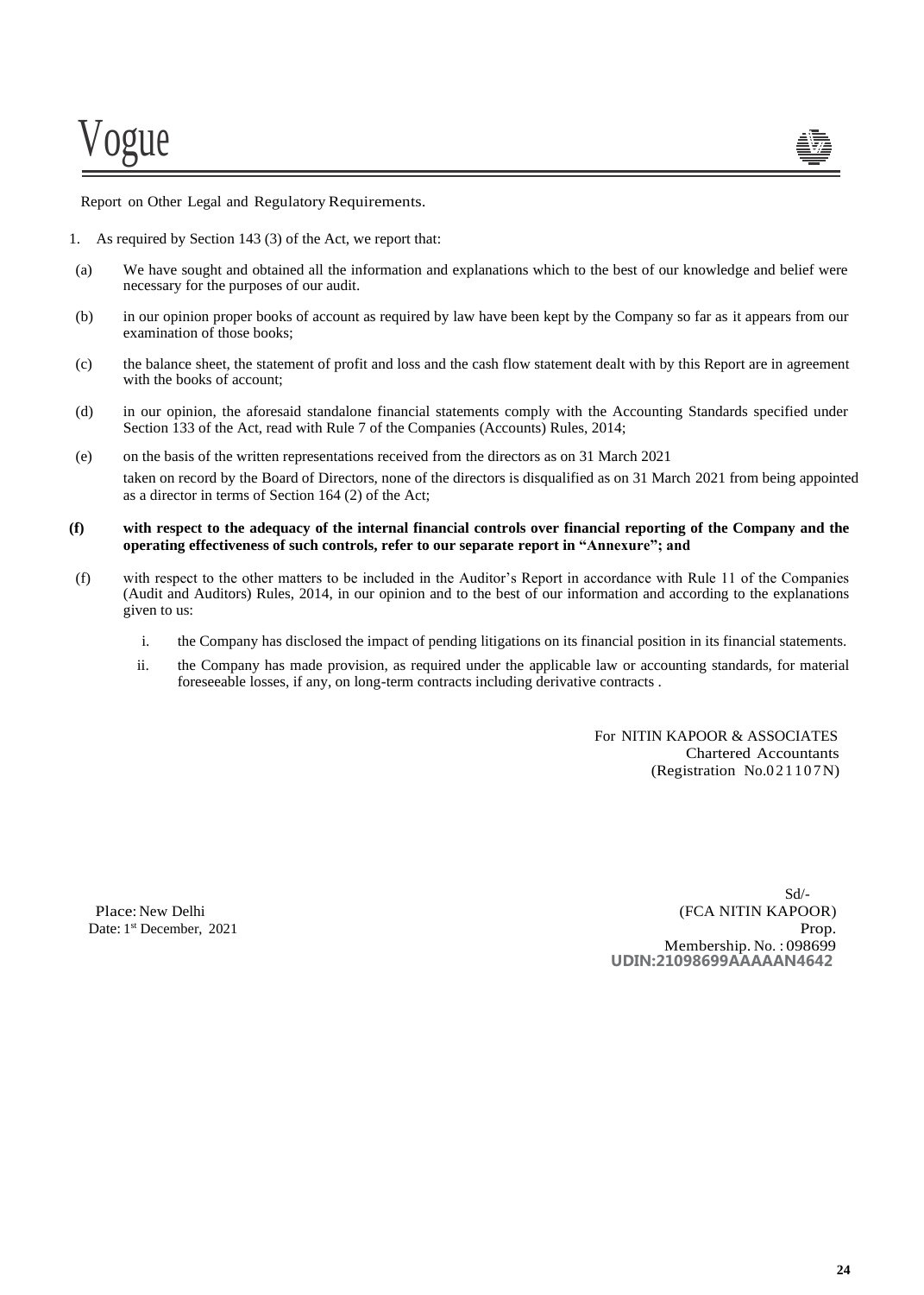Report on Other Legal and Regulatory Requirements.

1. As required by Section 143 (3) of the Act, we report that:

(a) We have sought and obtained all the information and explanations which to the best of our knowledge and belief were necessary for the purposes of our audit.

(b) in our opinion proper books of account as required by law have been kept by the Company so far as it appears from our examination of those books;

(c) the balance sheet, the statement of profit and loss and the cash flow statement dealt with by this Report are in agreement with the books of account;

(d) in our opinion, the aforesaid standalone financial statements comply with the Accounting Standards specified under Section 133 of the Act, read with Rule 7 of the Companies (Accounts) Rules, 2014;

(e) on the basis of the written representations received from the directors as on 31 March 2021 taken on record by the Board of Directors, none of the directors is disqualified as on 31 March 2021 from being appointed as a director in terms of Section 164 (2) of the Act;

**(f) with respect to the adequacy of the internal financial controls over financial reporting of the Company and the operating effectiveness of such controls, refer to our separate report in "Annexure"; and**

(f) with respect to the other matters to be included in the Auditor's Report in accordance with Rule 11 of the Companies (Audit and Auditors) Rules, 2014, in our opinion and to the best of our information and according to the explanations given to us:

   i. the Company has disclosed the impact of pending litigations on its financial position in its financial statements.

   ii. the Company has made provision, as required under the applicable law or accounting standards, for material foreseeable losses, if any, on long-term contracts including derivative contracts .

For NITIN KAPOOR & ASSOCIATES
Chartered Accountants
(Registration No.021107N)

Sd/-
(FCA NITIN KAPOOR)
Prop.
Membership. No. : 098699
**UDIN:21098699AAAAAN4642**

Place: New Delhi
Date: 1st December, 2021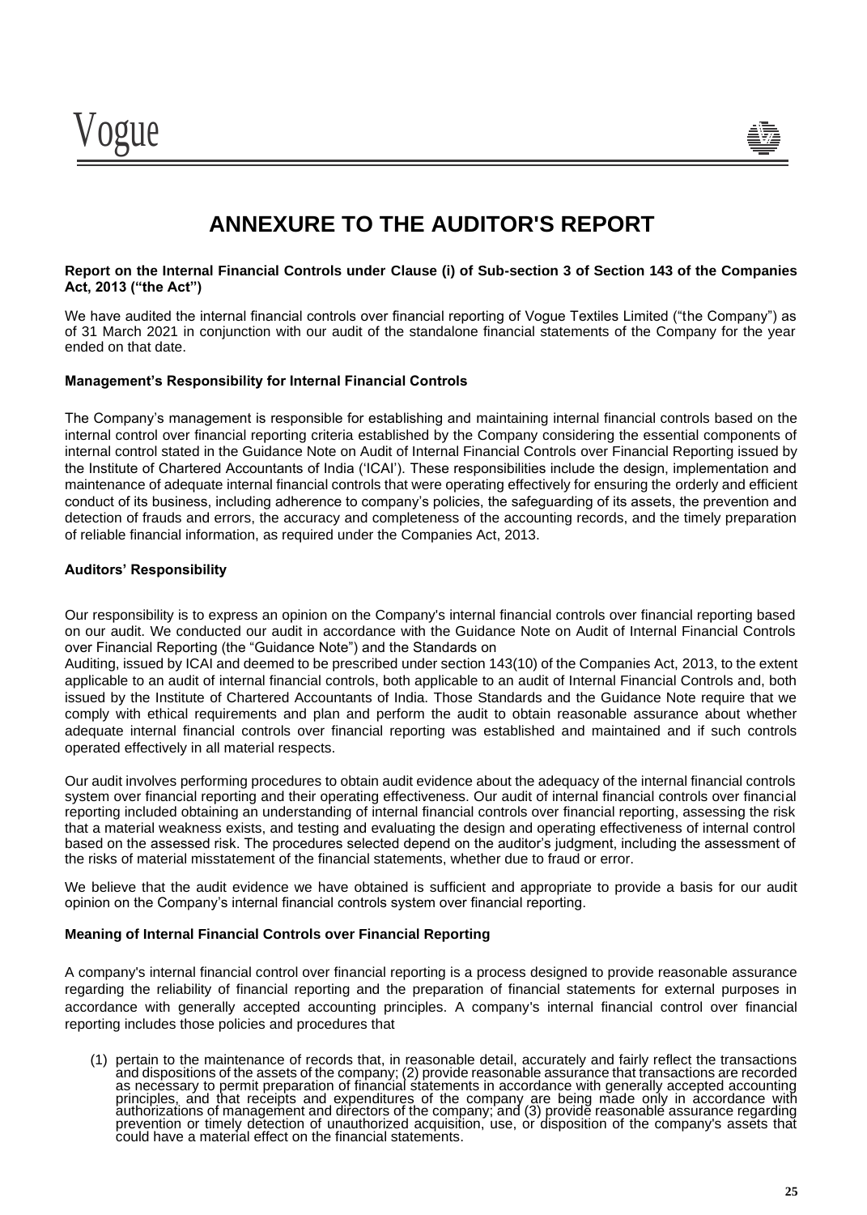# ANNEXURE TO THE AUDITOR'S REPORT

**Report on the Internal Financial Controls under Clause (i) of Sub-section 3 of Section 143 of the Companies Act, 2013 ("the Act")**

We have audited the internal financial controls over financial reporting of Vogue Textiles Limited ("the Company") as of 31 March 2021 in conjunction with our audit of the standalone financial statements of the Company for the year ended on that date.

**Management's Responsibility for Internal Financial Controls**

The Company's management is responsible for establishing and maintaining internal financial controls based on the internal control over financial reporting criteria established by the Company considering the essential components of internal control stated in the Guidance Note on Audit of Internal Financial Controls over Financial Reporting issued by the Institute of Chartered Accountants of India ('ICAI'). These responsibilities include the design, implementation and maintenance of adequate internal financial controls that were operating effectively for ensuring the orderly and efficient conduct of its business, including adherence to company's policies, the safeguarding of its assets, the prevention and detection of frauds and errors, the accuracy and completeness of the accounting records, and the timely preparation of reliable financial information, as required under the Companies Act, 2013.

**Auditors' Responsibility**

Our responsibility is to express an opinion on the Company's internal financial controls over financial reporting based on our audit. We conducted our audit in accordance with the Guidance Note on Audit of Internal Financial Controls over Financial Reporting (the "Guidance Note") and the Standards on Auditing, issued by ICAI and deemed to be prescribed under section 143(10) of the Companies Act, 2013, to the extent applicable to an audit of internal financial controls, both applicable to an audit of Internal Financial Controls and, both issued by the Institute of Chartered Accountants of India. Those Standards and the Guidance Note require that we comply with ethical requirements and plan and perform the audit to obtain reasonable assurance about whether adequate internal financial controls over financial reporting was established and maintained and if such controls operated effectively in all material respects.

Our audit involves performing procedures to obtain audit evidence about the adequacy of the internal financial controls system over financial reporting and their operating effectiveness. Our audit of internal financial controls over financial reporting included obtaining an understanding of internal financial controls over financial reporting, assessing the risk that a material weakness exists, and testing and evaluating the design and operating effectiveness of internal control based on the assessed risk. The procedures selected depend on the auditor's judgment, including the assessment of the risks of material misstatement of the financial statements, whether due to fraud or error.

We believe that the audit evidence we have obtained is sufficient and appropriate to provide a basis for our audit opinion on the Company's internal financial controls system over financial reporting.

**Meaning of Internal Financial Controls over Financial Reporting**

A company's internal financial control over financial reporting is a process designed to provide reasonable assurance regarding the reliability of financial reporting and the preparation of financial statements for external purposes in accordance with generally accepted accounting principles. A company's internal financial control over financial reporting includes those policies and procedures that

(1) pertain to the maintenance of records that, in reasonable detail, accurately and fairly reflect the transactions and dispositions of the assets of the company; (2) provide reasonable assurance that transactions are recorded as necessary to permit preparation of financial statements in accordance with generally accepted accounting principles, and that receipts and expenditures of the company are being made only in accordance with authorizations of management and directors of the company; and (3) provide reasonable assurance regarding prevention or timely detection of unauthorized acquisition, use, or disposition of the company's assets that could have a material effect on the financial statements.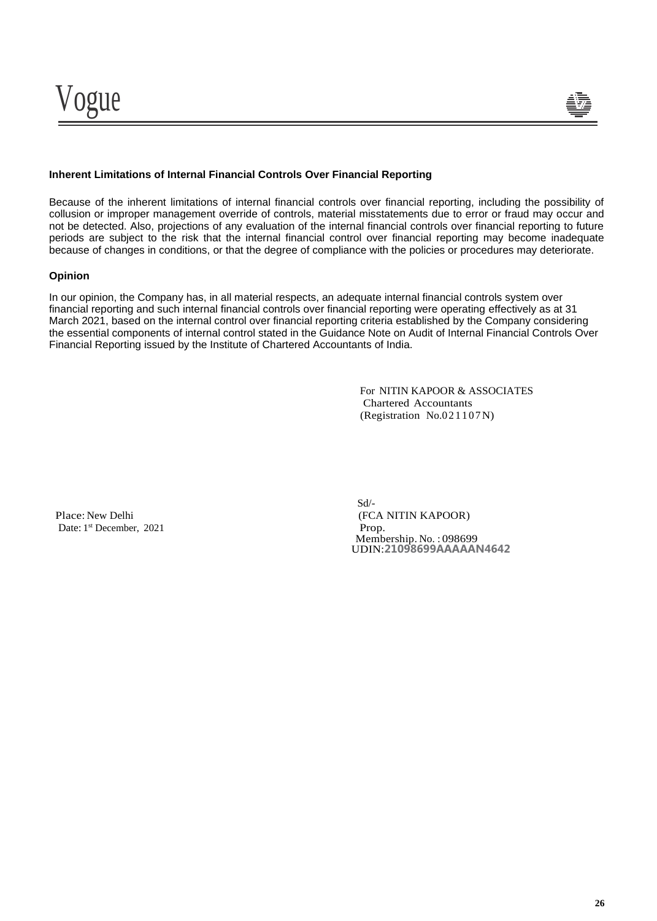### Inherent Limitations of Internal Financial Controls Over Financial Reporting

Because of the inherent limitations of internal financial controls over financial reporting, including the possibility of collusion or improper management override of controls, material misstatements due to error or fraud may occur and not be detected. Also, projections of any evaluation of the internal financial controls over financial reporting to future periods are subject to the risk that the internal financial control over financial reporting may become inadequate because of changes in conditions, or that the degree of compliance with the policies or procedures may deteriorate.

### Opinion

In our opinion, the Company has, in all material respects, an adequate internal financial controls system over financial reporting and such internal financial controls over financial reporting were operating effectively as at 31 March 2021, based on the internal control over financial reporting criteria established by the Company considering the essential components of internal control stated in the Guidance Note on Audit of Internal Financial Controls Over Financial Reporting issued by the Institute of Chartered Accountants of India.

For NITIN KAPOOR & ASSOCIATES
Chartered Accountants
(Registration No.021107N)

Sd/-
(FCA NITIN KAPOOR)
Prop.
Membership. No. : 098699
UDIN:21098699AAAAAN4642

Place: New Delhi
Date: 1st December, 2021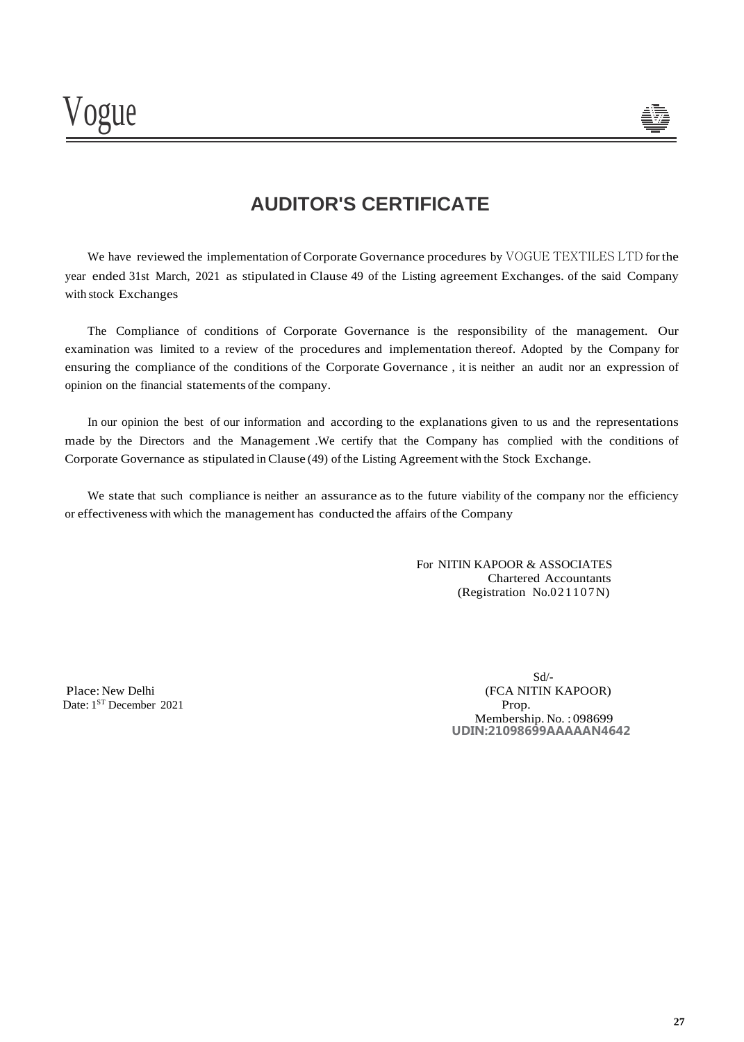## AUDITOR'S CERTIFICATE

We have reviewed the implementation of Corporate Governance procedures by VOGUE TEXTILES LTD for the year ended 31st March, 2021 as stipulated in Clause 49 of the Listing agreement Exchanges. of the said Company with stock Exchanges

The Compliance of conditions of Corporate Governance is the responsibility of the management. Our examination was limited to a review of the procedures and implementation thereof. Adopted by the Company for ensuring the compliance of the conditions of the Corporate Governance , it is neither an audit nor an expression of opinion on the financial statements of the company.

In our opinion the best of our information and according to the explanations given to us and the representations made by the Directors and the Management .We certify that the Company has complied with the conditions of Corporate Governance as stipulated in Clause (49) of the Listing Agreement with the Stock Exchange.

We state that such compliance is neither an assurance as to the future viability of the company nor the efficiency or effectiveness with which the management has conducted the affairs of the Company

For NITIN KAPOOR & ASSOCIATES
Chartered Accountants
(Registration No.021107N)

Sd/-
(FCA NITIN KAPOOR)
Prop.
Membership. No. : 098699
**UDIN:21098699AAAAAN4642**

Place: New Delhi
Date: 1ST December 2021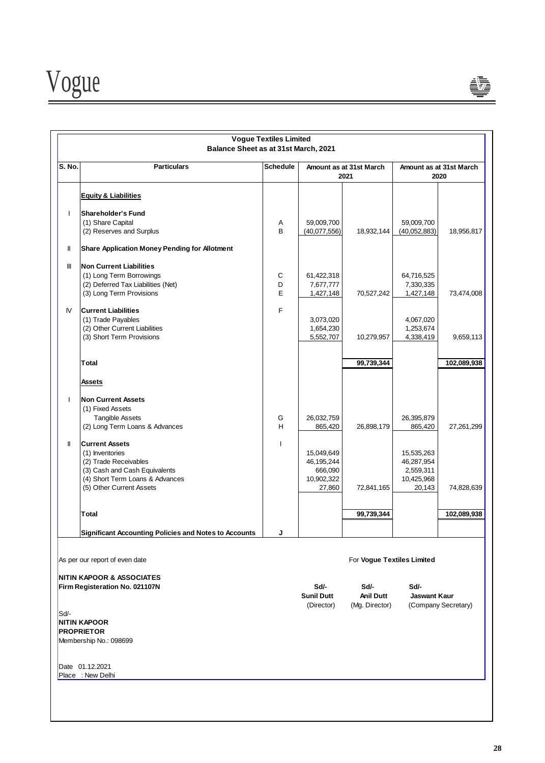**Vogue Textiles Limited**

**Balance Sheet as at 31st March, 2021**

| S. No. | Particulars | Schedule | Amount as at 31st March 2021 | | Amount as at 31st March 2020 | |
|---|---|---|---|---|---|---|
| | **Equity & Liabilities** | | | | | |
| I | **Shareholder's Fund** | | | | | |
| | (1) Share Capital | A | 59,009,700 | | 59,009,700 | |
| | (2) Reserves and Surplus | B | (40,077,556) | 18,932,144 | (40,052,883) | 18,956,817 |
| II | **Share Application Money Pending for Allotment** | | | | | |
| III | **Non Current Liabilities** | | | | | |
| | (1) Long Term Borrowings | C | 61,422,318 | | 64,716,525 | |
| | (2) Deferred Tax Liabilities (Net) | D | 7,677,777 | | 7,330,335 | |
| | (3) Long Term Provisions | E | 1,427,148 | 70,527,242 | 1,427,148 | 73,474,008 |
| IV | **Current Liabilities** | F | | | | |
| | (1) Trade Payables | | 3,073,020 | | 4,067,020 | |
| | (2) Other Current Liabilities | | 1,654,230 | | 1,253,674 | |
| | (3) Short Term Provisions | | 5,552,707 | 10,279,957 | 4,338,419 | 9,659,113 |
| | **Total** | | | **99,739,344** | | **102,089,938** |
| | **Assets** | | | | | |
| I | **Non Current Assets** | | | | | |
| | (1) Fixed Assets | | | | | |
| | Tangible Assets | G | 26,032,759 | | 26,395,879 | |
| | (2) Long Term Loans & Advances | H | 865,420 | 26,898,179 | 865,420 | 27,261,299 |
| II | **Current Assets** | I | | | | |
| | (1) Inventories | | 15,049,649 | | 15,535,263 | |
| | (2) Trade Receivables | | 46,195,244 | | 46,287,954 | |
| | (3) Cash and Cash Equivalents | | 666,090 | | 2,559,311 | |
| | (4) Short Term Loans & Advances | | 10,902,322 | | 10,425,968 | |
| | (5) Other Current Assets | | 27,860 | 72,841,165 | 20,143 | 74,828,639 |
| | **Total** | | | **99,739,344** | | **102,089,938** |
| | **Significant Accounting Policies and Notes to Accounts** | **J** | | | | |

As per our report of even date

For **Vogue Textiles Limited**

**NITIN KAPOOR & ASSOCIATES**
**Firm Registeration No. 021107N**

Sd/-
**NITIN KAPOOR**
**PROPRIETOR**
Membership No.: 098699

| Sd/- | Sd/- | Sd/- |
|---|---|---|
| **Sunil Dutt** | **Anil Dutt** | **Jaswant Kaur** |
| (Director) | (Mg. Director) | (Company Secretary) |

Date 01.12.2021
Place : New Delhi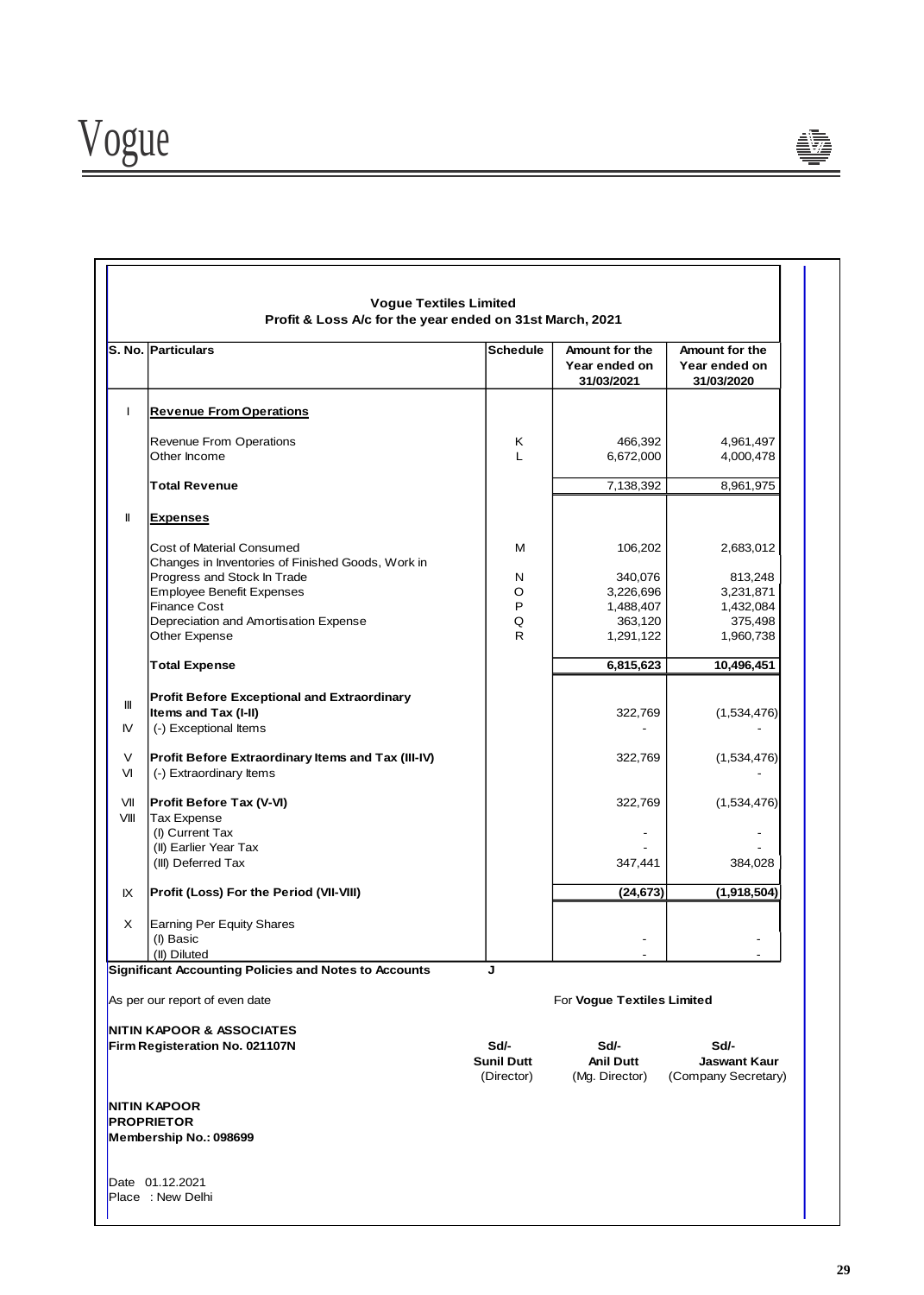**Vogue Textiles Limited**
**Profit & Loss A/c for the year ended on 31st March, 2021**

| S. No. | Particulars | Schedule | Amount for the Year ended on 31/03/2021 | Amount for the Year ended on 31/03/2020 |
|---|---|---|---|---|
| I | **Revenue From Operations** | | | |
| | Revenue From Operations | K | 466,392 | 4,961,497 |
| | Other Income | L | 6,672,000 | 4,000,478 |
| | **Total Revenue** | | 7,138,392 | 8,961,975 |
| II | **Expenses** | | | |
| | Cost of Material Consumed | M | 106,202 | 2,683,012 |
| | Changes in Inventories of Finished Goods, Work in Progress and Stock In Trade | N | 340,076 | 813,248 |
| | Employee Benefit Expenses | O | 3,226,696 | 3,231,871 |
| | Finance Cost | P | 1,488,407 | 1,432,084 |
| | Depreciation and Amortisation Expense | Q | 363,120 | 375,498 |
| | Other Expense | R | 1,291,122 | 1,960,738 |
| | **Total Expense** | | **6,815,623** | **10,496,451** |
| III | **Profit Before Exceptional and Extraordinary Items and Tax (I-II)** | | 322,769 | (1,534,476) |
| IV | (-) Exceptional Items | | - | - |
| V | **Profit Before Extraordinary Items and Tax (III-IV)** | | 322,769 | (1,534,476) |
| VI | (-) Extraordinary Items | | | - |
| VII | **Profit Before Tax (V-VI)** | | 322,769 | (1,534,476) |
| VIII | Tax Expense | | | |
| | (I) Current Tax | | - | - |
| | (II) Earlier Year Tax | | - | - |
| | (III) Deferred Tax | | 347,441 | 384,028 |
| IX | **Profit (Loss) For the Period (VII-VIII)** | | **(24,673)** | **(1,918,504)** |
| X | Earning Per Equity Shares | | | |
| | (I) Basic | | - | - |
| | (II) Diluted | | - | - |

**Significant Accounting Policies and Notes to Accounts** J

As per our report of even date

For **Vogue Textiles Limited**

**NITIN KAPOOR & ASSOCIATES**
**Firm Registeration No. 021107N**

| Sd/- | Sd/- | Sd/- |
|---|---|---|
| **Sunil Dutt** | **Anil Dutt** | **Jaswant Kaur** |
| (Director) | (Mg. Director) | (Company Secretary) |

**NITIN KAPOOR**
**PROPRIETOR**
**Membership No.: 098699**

Date 01.12.2021
Place : New Delhi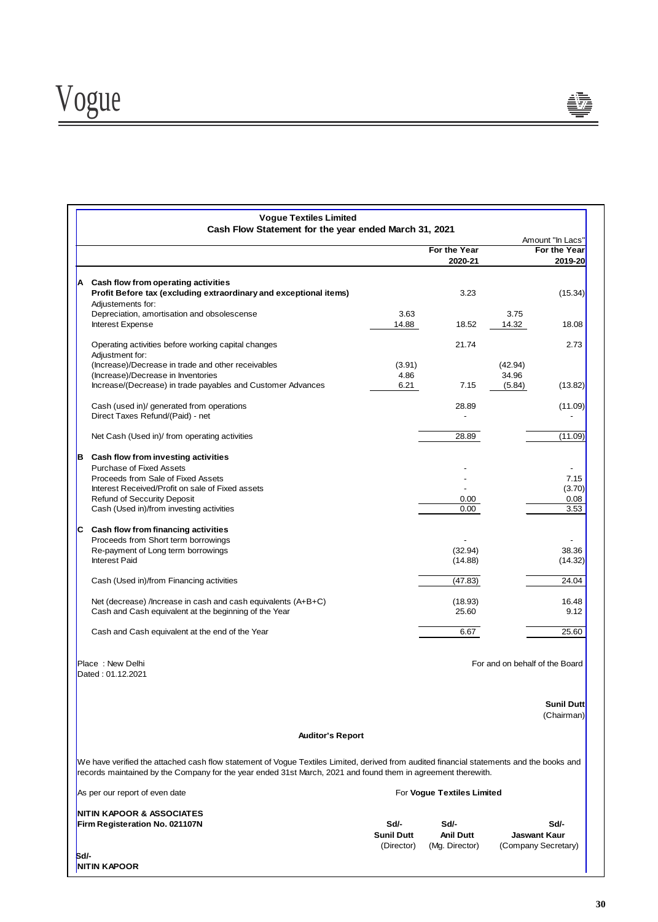**Vogue Textiles Limited**

**Cash Flow Statement for the year ended March 31, 2021**

Amount "In Lacs"

| | | | For the Year 2020-21 | | For the Year 2019-20 |
|---|---|---|---|---|---|
| **A** | **Cash flow from operating activities** | | | | |
| | **Profit Before tax (excluding extraordinary and exceptional items)** | | 3.23 | | (15.34) |
| | Adjustements for: | | | | |
| | Depreciation, amortisation and obsolescense | 3.63 | | 3.75 | |
| | Interest Expense | 14.88 | 18.52 | 14.32 | 18.08 |
| | Operating activities before working capital changes | | 21.74 | | 2.73 |
| | Adjustment for: | | | | |
| | (Increase)/Decrease in trade and other receivables | (3.91) | | (42.94) | |
| | (Increase)/Decrease in Inventories | 4.86 | | 34.96 | |
| | Increase/(Decrease) in trade payables and Customer Advances | 6.21 | 7.15 | (5.84) | (13.82) |
| | Cash (used in)/ generated from operations | | 28.89 | | (11.09) |
| | Direct Taxes Refund/(Paid) - net | | - | | - |
| | Net Cash (Used in)/ from operating activities | | 28.89 | | (11.09) |
| **B** | **Cash flow from investing activities** | | | | |
| | Purchase of Fixed Assets | | - | | - |
| | Proceeds from Sale of Fixed Assets | | - | | 7.15 |
| | Interest Received/Profit on sale of Fixed assets | | - | | (3.70) |
| | Refund of Seccurity Deposit | | 0.00 | | 0.08 |
| | Cash (Used in)/from investing activities | | 0.00 | | 3.53 |
| **C** | **Cash flow from financing activities** | | | | |
| | Proceeds from Short term borrowings | | - | | - |
| | Re-payment of Long term borrowings | | (32.94) | | 38.36 |
| | Interest Paid | | (14.88) | | (14.32) |
| | Cash (Used in)/from Financing activities | | (47.83) | | 24.04 |
| | Net (decrease) /Increase in cash and cash equivalents (A+B+C) | | (18.93) | | 16.48 |
| | Cash and Cash equivalent at the beginning of the Year | | 25.60 | | 9.12 |
| | Cash and Cash equivalent at the end of the Year | | 6.67 | | 25.60 |

Place : New Delhi
Dated : 01.12.2021

For and on behalf of the Board

**Sunil Dutt**
(Chairman)

**Auditor's Report**

We have verified the attached cash flow statement of Vogue Textiles Limited, derived from audited financial statements and the books and records maintained by the Company for the year ended 31st March, 2021 and found them in agreement therewith.

As per our report of even date

For **Vogue Textiles Limited**

**NITIN KAPOOR & ASSOCIATES**
**Firm Registeration No. 021107N**

Sd/-
**NITIN KAPOOR**

Sd/-
**Sunil Dutt**
(Director)

Sd/-
**Anil Dutt**
(Mg. Director)

Sd/-
**Jaswant Kaur**
(Company Secretary)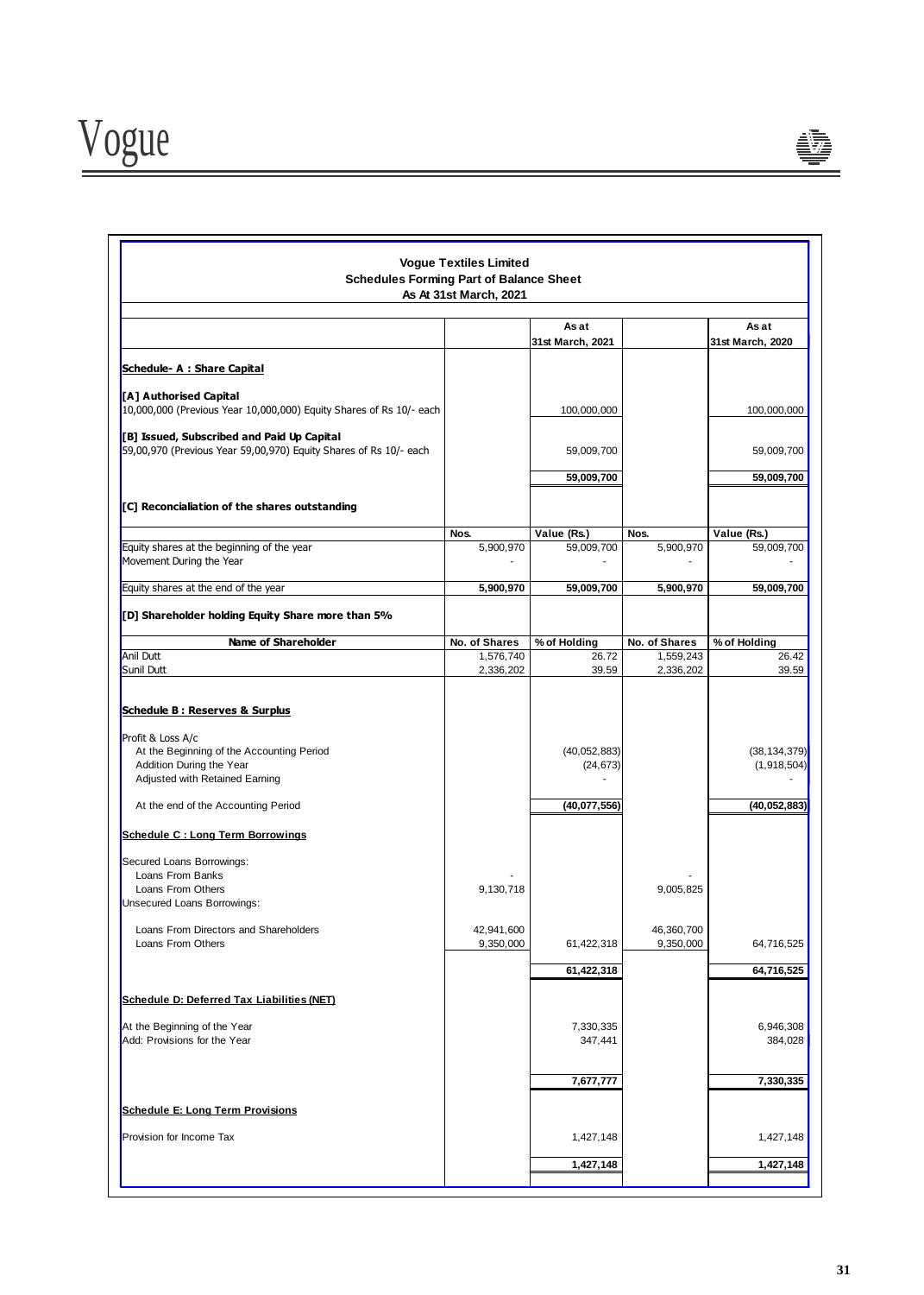# Vogue Textiles Limited

## Schedules Forming Part of Balance Sheet

### As At 31st March, 2021

| | | As at 31st March, 2021 | | As at 31st March, 2020 |
|---|---|---|---|---|
| **Schedule- A : Share Capital** | | | | |
| **[A] Authorised Capital** | | | | |
| 10,000,000 (Previous Year 10,000,000) Equity Shares of Rs 10/- each | | 100,000,000 | | 100,000,000 |
| **[B] Issued, Subscribed and Paid Up Capital** | | | | |
| 59,00,970 (Previous Year 59,00,970) Equity Shares of Rs 10/- each | | 59,009,700 | | 59,009,700 |
| | | **59,009,700** | | **59,009,700** |
| **[C] Reconcialiation of the shares outstanding** | | | | |
| | **Nos.** | **Value (Rs.)** | **Nos.** | **Value (Rs.)** |
| Equity shares at the beginning of the year | 5,900,970 | 59,009,700 | 5,900,970 | 59,009,700 |
| Movement During the Year | - | - | - | - |
| Equity shares at the end of the year | **5,900,970** | **59,009,700** | **5,900,970** | **59,009,700** |
| **[D] Shareholder holding Equity Share more than 5%** | | | | |
| **Name of Shareholder** | **No. of Shares** | **% of Holding** | **No. of Shares** | **% of Holding** |
| Anil Dutt | 1,576,740 | 26.72 | 1,559,243 | 26.42 |
| Sunil Dutt | 2,336,202 | 39.59 | 2,336,202 | 39.59 |
| **Schedule B : Reserves & Surplus** | | | | |
| Profit & Loss A/c | | | | |
| At the Beginning of the Accounting Period | | (40,052,883) | | (38,134,379) |
| Addition During the Year | | (24,673) | | (1,918,504) |
| Adjusted with Retained Earning | | - | | - |
| At the end of the Accounting Period | | **(40,077,556)** | | **(40,052,883)** |
| **Schedule C : Long Term Borrowings** | | | | |
| Secured Loans Borrowings: | | | | |
| Loans From Banks | - | | - | |
| Loans From Others | 9,130,718 | | 9,005,825 | |
| Unsecured Loans Borrowings: | | | | |
| Loans From Directors and Shareholders | 42,941,600 | | 46,360,700 | |
| Loans From Others | 9,350,000 | 61,422,318 | 9,350,000 | 64,716,525 |
| | | **61,422,318** | | **64,716,525** |
| **Schedule D: Deferred Tax Liabilities (NET)** | | | | |
| At the Beginning of the Year | | 7,330,335 | | 6,946,308 |
| Add: Provisions for the Year | | 347,441 | | 384,028 |
| | | **7,677,777** | | **7,330,335** |
| **Schedule E: Long Term Provisions** | | | | |
| Provision for Income Tax | | 1,427,148 | | 1,427,148 |
| | | **1,427,148** | | **1,427,148** |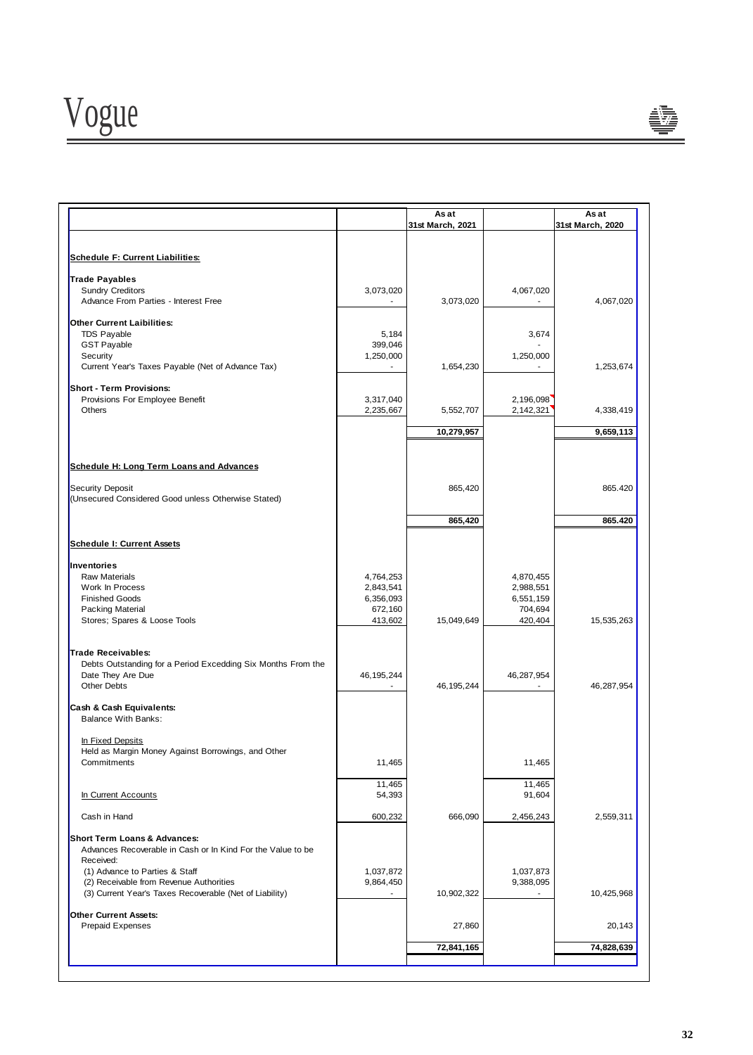# Vogue

| | | As at 31st March, 2021 | | As at 31st March, 2020 |
|---|---|---|---|---|
| **Schedule F: Current Liabilities:** | | | | |
| **Trade Payables** | | | | |
| Sundry Creditors | 3,073,020 | | 4,067,020 | |
| Advance From Parties - Interest Free | - | 3,073,020 | - | 4,067,020 |
| **Other Current Laibilities:** | | | | |
| TDS Payable | 5,184 | | 3,674 | |
| GST Payable | 399,046 | | - | |
| Security | 1,250,000 | | 1,250,000 | |
| Current Year's Taxes Payable (Net of Advance Tax) | - | 1,654,230 | - | 1,253,674 |
| **Short - Term Provisions:** | | | | |
| Provisions For Employee Benefit | 3,317,040 | | 2,196,098 | |
| Others | 2,235,667 | 5,552,707 | 2,142,321 | 4,338,419 |
| | | **10,279,957** | | **9,659,113** |
| **Schedule H: Long Term Loans and Advances** | | | | |
| Security Deposit (Unsecured Considered Good unless Otherwise Stated) | | 865,420 | | 865.420 |
| | | **865,420** | | **865.420** |
| **Schedule I: Current Assets** | | | | |
| **Inventories** | | | | |
| Raw Materials | 4,764,253 | | 4,870,455 | |
| Work In Process | 2,843,541 | | 2,988,551 | |
| Finished Goods | 6,356,093 | | 6,551,159 | |
| Packing Material | 672,160 | | 704,694 | |
| Stores; Spares & Loose Tools | 413,602 | 15,049,649 | 420,404 | 15,535,263 |
| **Trade Receivables:** | | | | |
| Debts Outstanding for a Period Excedding Six Months From the Date They Are Due | 46,195,244 | | 46,287,954 | |
| Other Debts | - | 46,195,244 | - | 46,287,954 |
| **Cash & Cash Equivalents:** | | | | |
| Balance With Banks: | | | | |
| In Fixed Depsits | | | | |
| Held as Margin Money Against Borrowings, and Other Commitments | 11,465 | | 11,465 | |
| | 11,465 | | 11,465 | |
| In Current Accounts | 54,393 | | 91,604 | |
| Cash in Hand | 600,232 | 666,090 | 2,456,243 | 2,559,311 |
| **Short Term Loans & Advances:** | | | | |
| Advances Recoverable in Cash or In Kind For the Value to be Received: | | | | |
| (1) Advance to Parties & Staff | 1,037,872 | | 1,037,873 | |
| (2) Receivable from Revenue Authorities | 9,864,450 | | 9,388,095 | |
| (3) Current Year's Taxes Recoverable (Net of Liability) | - | 10,902,322 | - | 10,425,968 |
| **Other Current Assets:** | | | | |
| Prepaid Expenses | | 27,860 | | 20,143 |
| | | **72,841,165** | | **74,828,639** |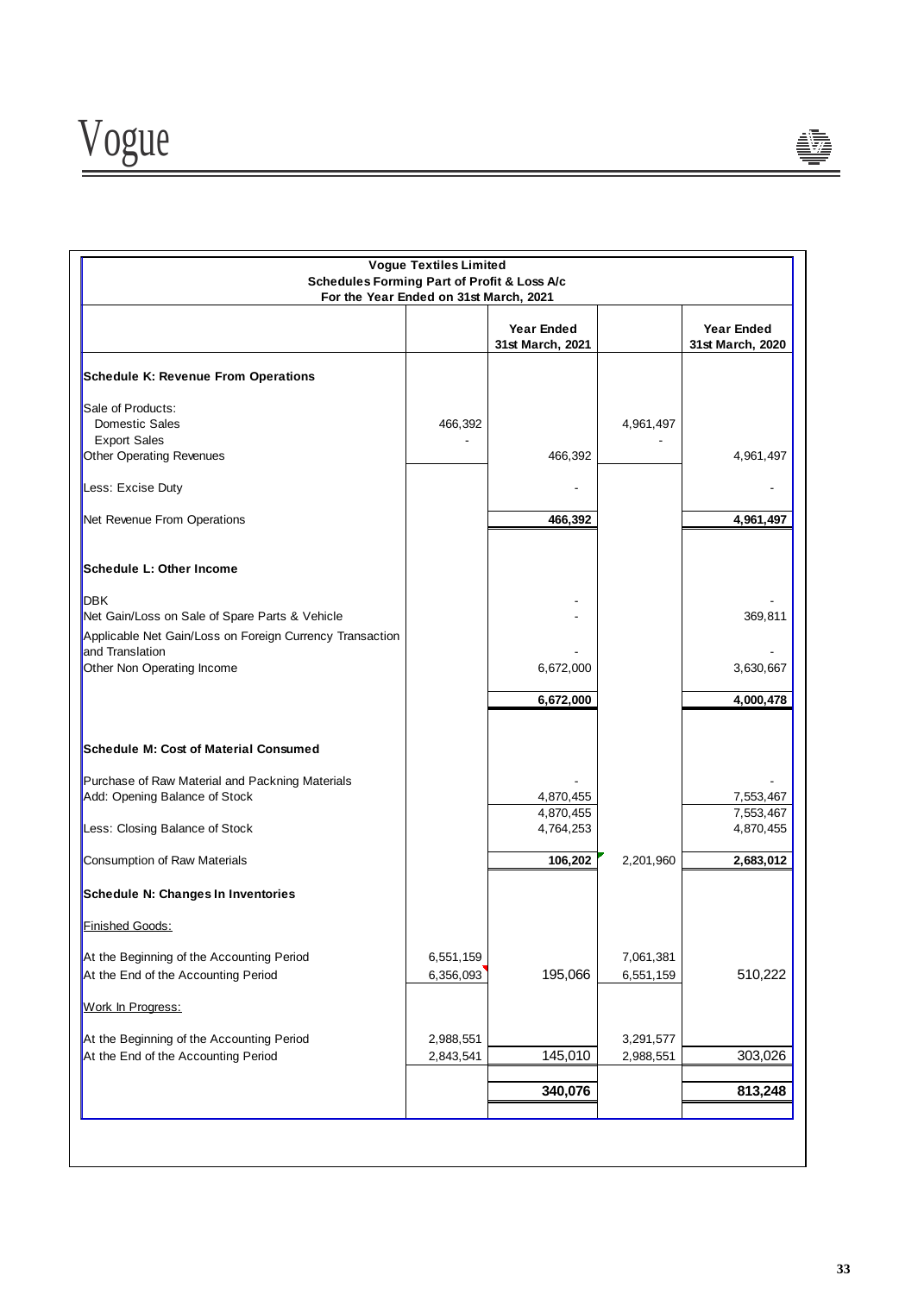# Vogue

**Vogue Textiles Limited**
**Schedules Forming Part of Profit & Loss A/c**
**For the Year Ended on 31st March, 2021**

| | | Year Ended 31st March, 2021 | | Year Ended 31st March, 2020 |
|---|---|---|---|---|
| **Schedule K: Revenue From Operations** | | | | |
| Sale of Products: | | | | |
| Domestic Sales | 466,392 | | 4,961,497 | |
| Export Sales | - | | - | |
| Other Operating Revenues | | 466,392 | | 4,961,497 |
| Less: Excise Duty | | - | | - |
| Net Revenue From Operations | | **466,392** | | **4,961,497** |
| **Schedule L: Other Income** | | | | |
| DBK | | - | | - |
| Net Gain/Loss on Sale of Spare Parts & Vehicle | | - | | 369,811 |
| Applicable Net Gain/Loss on Foreign Currency Transaction and Translation | | - | | - |
| Other Non Operating Income | | 6,672,000 | | 3,630,667 |
| | | **6,672,000** | | **4,000,478** |
| **Schedule M: Cost of Material Consumed** | | | | |
| Purchase of Raw Material and Packning Materials | | - | | - |
| Add: Opening Balance of Stock | | 4,870,455 | | 7,553,467 |
| | | 4,870,455 | | 7,553,467 |
| Less: Closing Balance of Stock | | 4,764,253 | | 4,870,455 |
| Consumption of Raw Materials | | **106,202** | 2,201,960 | **2,683,012** |
| **Schedule N: Changes In Inventories** | | | | |
| Finished Goods: | | | | |
| At the Beginning of the Accounting Period | 6,551,159 | | 7,061,381 | |
| At the End of the Accounting Period | 6,356,093 | 195,066 | 6,551,159 | 510,222 |
| Work In Progress: | | | | |
| At the Beginning of the Accounting Period | 2,988,551 | | 3,291,577 | |
| At the End of the Accounting Period | 2,843,541 | 145,010 | 2,988,551 | 303,026 |
| | | **340,076** | | **813,248** |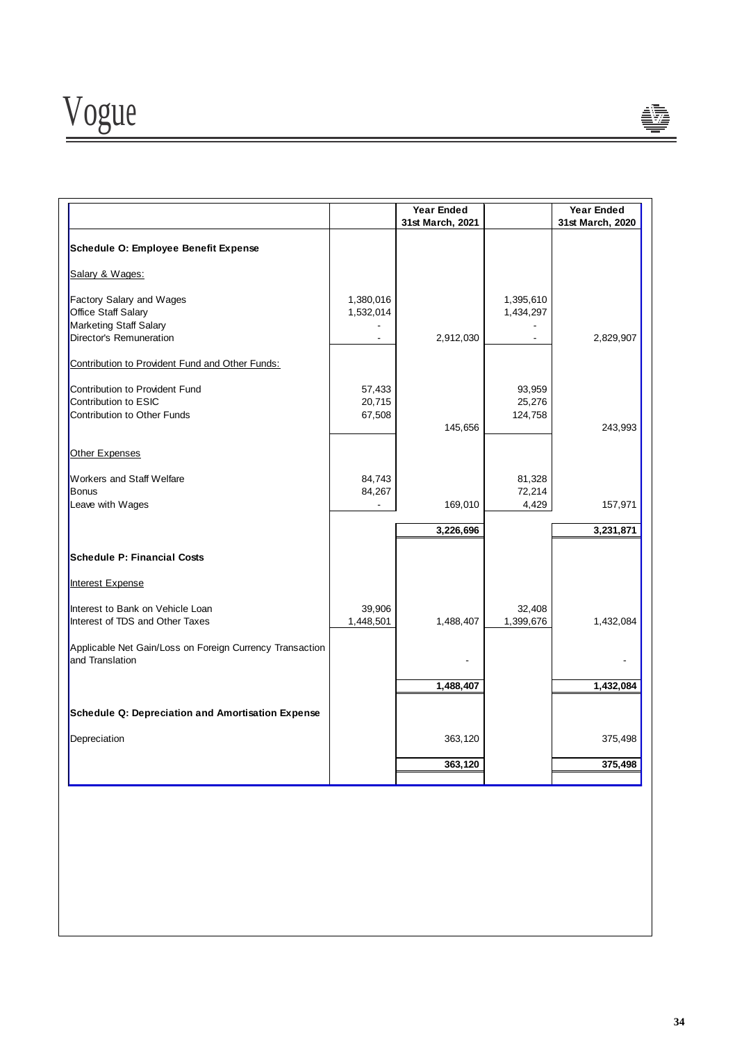| | | Year Ended 31st March, 2021 | | Year Ended 31st March, 2020 |
|---|---|---|---|---|
| **Schedule O: Employee Benefit Expense** | | | | |
| Salary & Wages: | | | | |
| Factory Salary and Wages | 1,380,016 | | 1,395,610 | |
| Office Staff Salary | 1,532,014 | | 1,434,297 | |
| Marketing Staff Salary | - | | - | |
| Director's Remuneration | - | 2,912,030 | - | 2,829,907 |
| Contribution to Provident Fund and Other Funds: | | | | |
| Contribution to Provident Fund | 57,433 | | 93,959 | |
| Contribution to ESIC | 20,715 | | 25,276 | |
| Contribution to Other Funds | 67,508 | 145,656 | 124,758 | 243,993 |
| Other Expenses | | | | |
| Workers and Staff Welfare | 84,743 | | 81,328 | |
| Bonus | 84,267 | | 72,214 | |
| Leave with Wages | - | 169,010 | 4,429 | 157,971 |
| | | **3,226,696** | | **3,231,871** |
| **Schedule P: Financial Costs** | | | | |
| Interest Expense | | | | |
| Interest to Bank on Vehicle Loan | 39,906 | | 32,408 | |
| Interest of TDS and Other Taxes | 1,448,501 | 1,488,407 | 1,399,676 | 1,432,084 |
| Applicable Net Gain/Loss on Foreign Currency Transaction and Translation | | - | | - |
| | | **1,488,407** | | **1,432,084** |
| **Schedule Q: Depreciation and Amortisation Expense** | | | | |
| Depreciation | | 363,120 | | 375,498 |
| | | **363,120** | | **375,498** |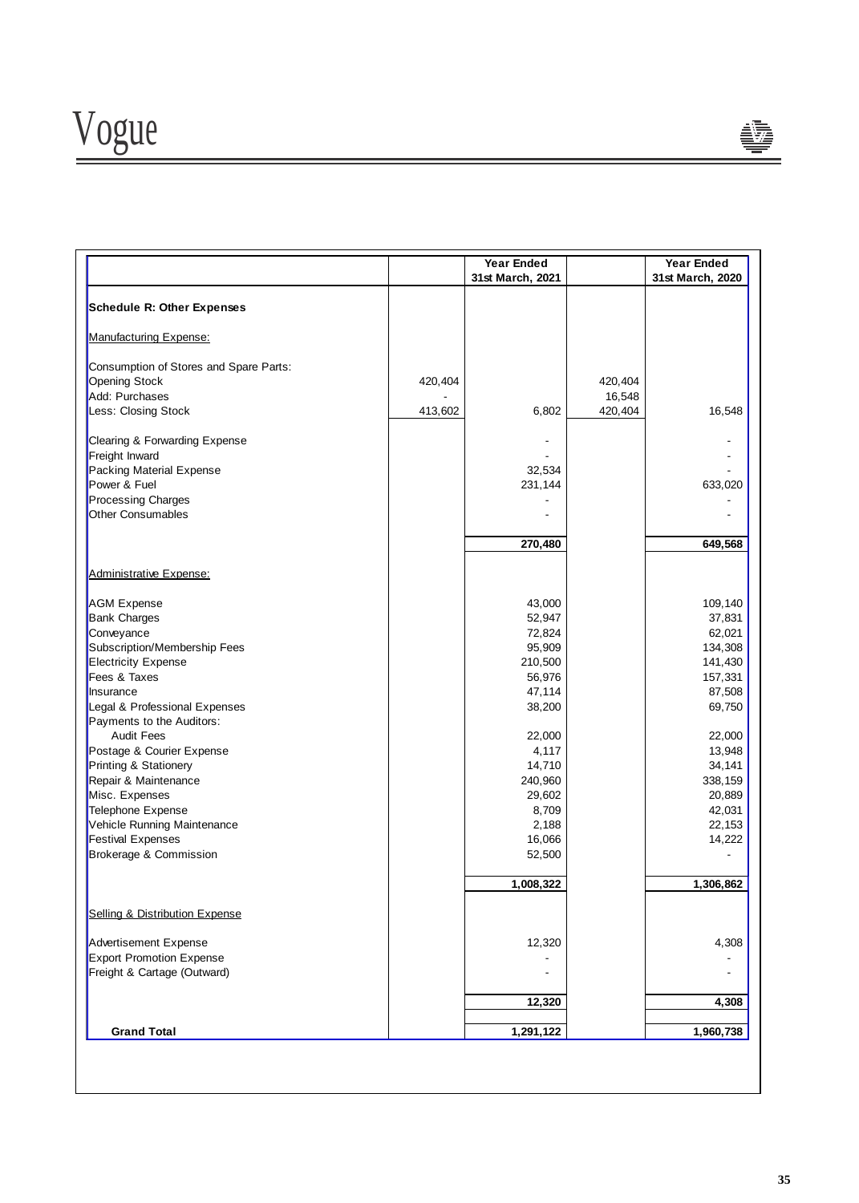| | | Year Ended 31st March, 2021 | | Year Ended 31st March, 2020 |
|---|---|---|---|---|
| **Schedule R: Other Expenses** | | | | |
| Manufacturing Expense: | | | | |
| Consumption of Stores and Spare Parts: | | | | |
| Opening Stock | 420,404 | | 420,404 | |
| Add: Purchases | - | | 16,548 | |
| Less: Closing Stock | 413,602 | 6,802 | 420,404 | 16,548 |
| Clearing & Forwarding Expense | | - | | - |
| Freight Inward | | - | | - |
| Packing Material Expense | | 32,534 | | - |
| Power & Fuel | | 231,144 | | 633,020 |
| Processing Charges | | - | | - |
| Other Consumables | | - | | - |
| | | **270,480** | | **649,568** |
| Administrative Expense: | | | | |
| AGM Expense | | 43,000 | | 109,140 |
| Bank Charges | | 52,947 | | 37,831 |
| Conveyance | | 72,824 | | 62,021 |
| Subscription/Membership Fees | | 95,909 | | 134,308 |
| Electricity Expense | | 210,500 | | 141,430 |
| Fees & Taxes | | 56,976 | | 157,331 |
| Insurance | | 47,114 | | 87,508 |
| Legal & Professional Expenses | | 38,200 | | 69,750 |
| Payments to the Auditors: | | | | |
| Audit Fees | | 22,000 | | 22,000 |
| Postage & Courier Expense | | 4,117 | | 13,948 |
| Printing & Stationery | | 14,710 | | 34,141 |
| Repair & Maintenance | | 240,960 | | 338,159 |
| Misc. Expenses | | 29,602 | | 20,889 |
| Telephone Expense | | 8,709 | | 42,031 |
| Vehicle Running Maintenance | | 2,188 | | 22,153 |
| Festival Expenses | | 16,066 | | 14,222 |
| Brokerage & Commission | | 52,500 | | - |
| | | **1,008,322** | | **1,306,862** |
| Selling & Distribution Expense | | | | |
| Advertisement Expense | | 12,320 | | 4,308 |
| Export Promotion Expense | | - | | - |
| Freight & Cartage (Outward) | | - | | - |
| | | **12,320** | | **4,308** |
| **Grand Total** | | **1,291,122** | | **1,960,738** |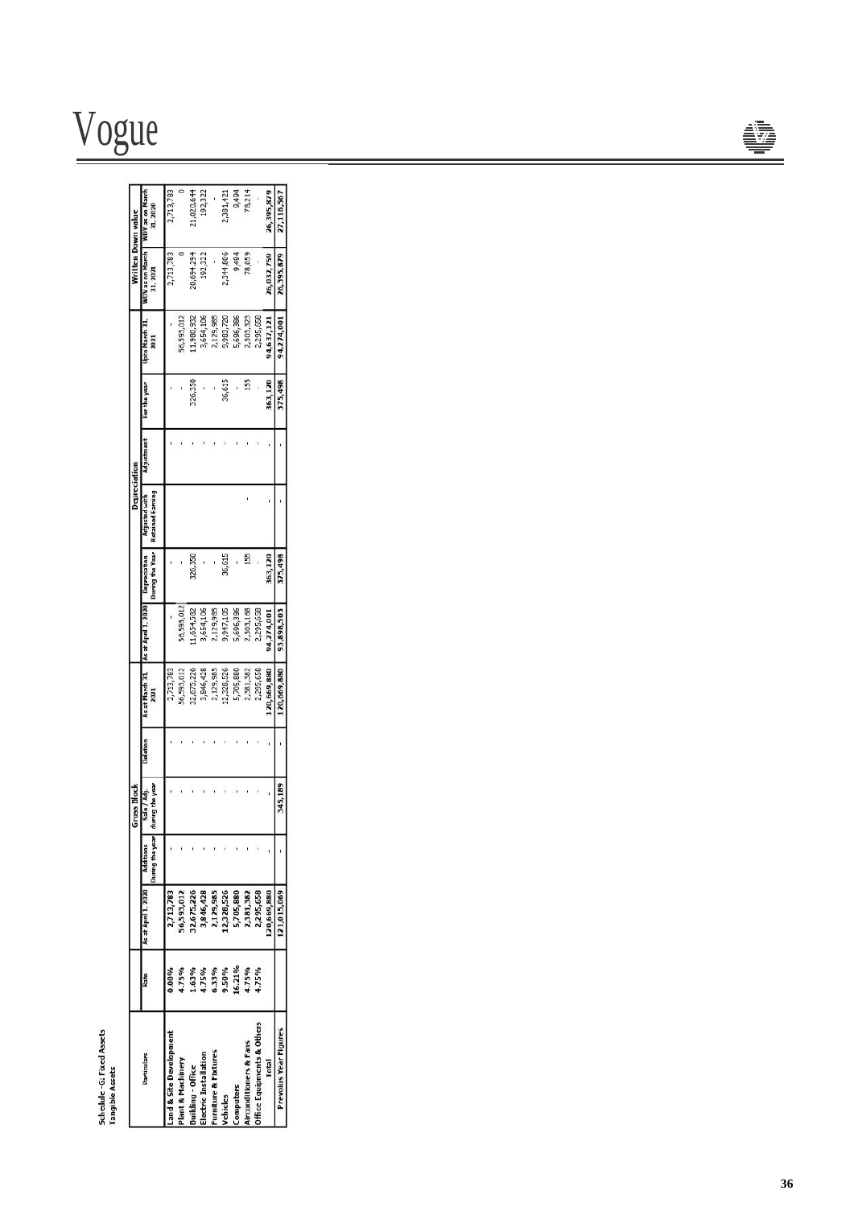**Schedule - G: Fixed Assets**
**Tangible Assets**

| Particulars | Rate | Gross Block | | | | | Depreciation | | | | | | Written Down value | |
|---|---|---|---|---|---|---|---|---|---|---|---|---|---|---|
| | | As at April 1, 2020 | Additions During the year | Sale / Adj. during the year | Deletion | As at March 31, 2021 | As at April 1, 2020 | Depreciation During the Year | Adjusted with Retained Earning | Adjustment | For the year | Upto March 31, 2021 | WDV as on March 31, 2021 | WDV as on March 31, 2020 |
| **Land & Site Development** | **0.00%** | **2,713,783** | - | - | - | 2,713,783 | - | - | | - | - | - | 2,713,783 | 2,713,783 |
| **Plant & Machinery** | **4.75%** | **56,593,012** | - | - | - | 56,593,012 | 56,593,012 | - | | - | - | 56,593,012 | 0 | 0 |
| **Building - Office** | **1.63%** | **32,675,226** | - | - | - | 32,675,226 | 11,654,582 | 326,350 | | - | 326,350 | 11,980,932 | 20,694,294 | 21,020,644 |
| **Electric Installation** | **4.75%** | **3,846,428** | - | - | - | 3,846,428 | 3,654,106 | - | | - | - | 3,654,106 | 192,322 | 192,322 |
| **Furniture & Fixtures** | **6.33%** | **2,129,985** | - | - | - | 2,129,985 | 2,129,985 | - | | - | - | 2,129,985 | - | - |
| **Vehicles** | **9.50%** | **12,328,526** | - | - | - | 12,328,526 | 9,947,105 | 36,615 | | - | 36,615 | 9,983,720 | 2,344,806 | 2,381,421 |
| **Computers** | **16.21%** | **5,705,880** | - | - | - | 5,705,880 | 5,696,386 | - | | - | - | 5,696,386 | 9,494 | 9,494 |
| **Airconditioners & Fans** | **4.75%** | **2,381,382** | - | - | - | 2,381,382 | 2,303,168 | 155 | - | - | 155 | 2,303,323 | 78,059 | 78,214 |
| **Office Equipments & Others** | **4.75%** | **2,295,658** | - | - | - | 2,295,658 | 2,295,658 | - | | - | - | 2,295,658 | - | - |
| **Total** | | **120,669,880** | - | - | - | **120,669,880** | **94,274,001** | **363,120** | - | - | **363,120** | **94,637,121** | **26,032,759** | **26,395,879** |
| **Previous Year Figures** | | **121,015,069** | - | **345,189** | - | **120,669,880** | **93,898,503** | **375,498** | - | - | **375,498** | **94,274,001** | **26,395,879** | **27,116,567** |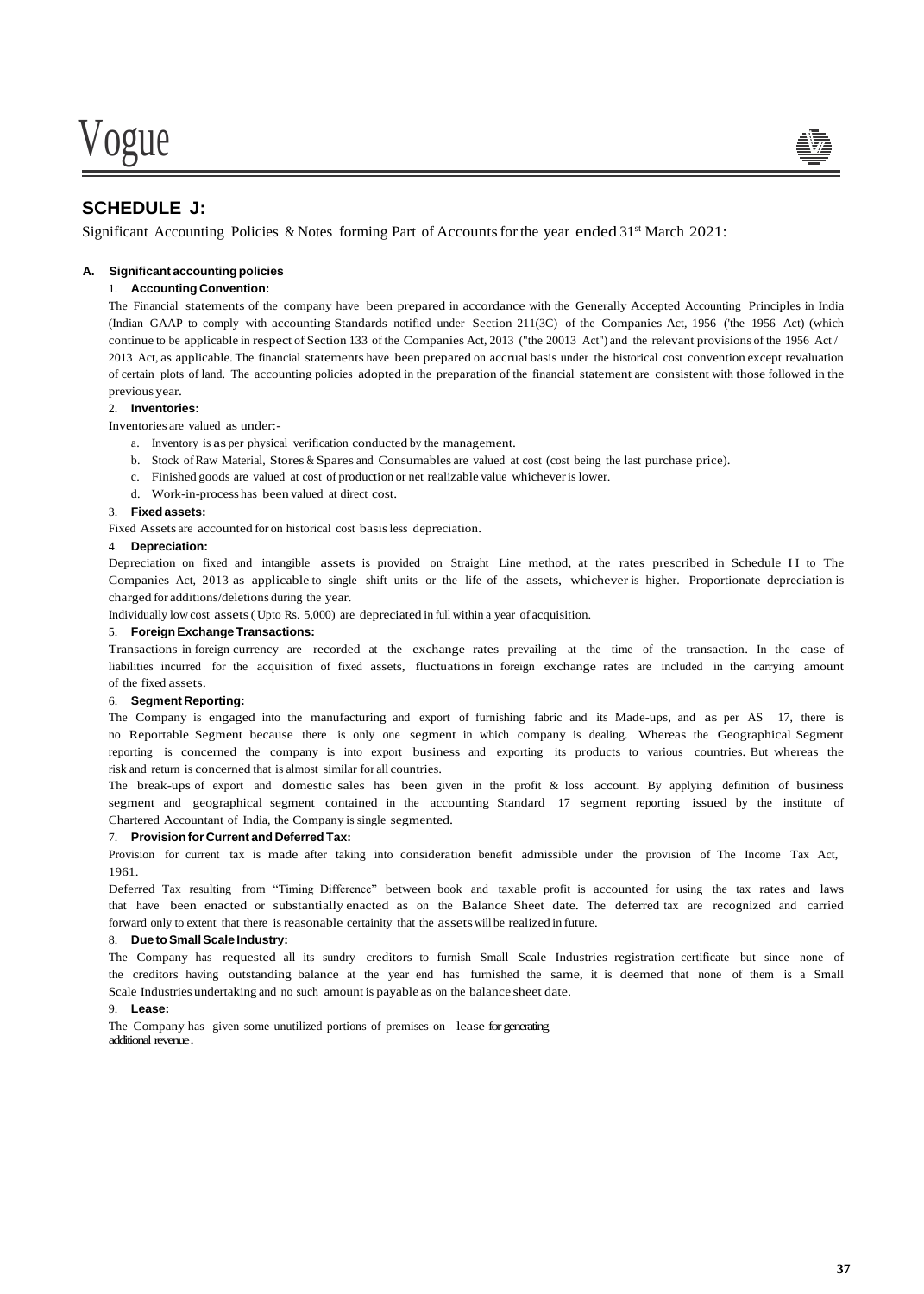## SCHEDULE J:

Significant Accounting Policies & Notes forming Part of Accounts for the year ended 31st March 2021:

### A. Significant accounting policies

#### 1. Accounting Convention:

The Financial statements of the company have been prepared in accordance with the Generally Accepted Accounting Principles in India (Indian GAAP to comply with accounting Standards notified under Section 211(3C) of the Companies Act, 1956 ('the 1956 Act) (which continue to be applicable in respect of Section 133 of the Companies Act, 2013 ("the 20013 Act") and the relevant provisions of the 1956 Act / 2013 Act, as applicable. The financial statements have been prepared on accrual basis under the historical cost convention except revaluation of certain plots of land. The accounting policies adopted in the preparation of the financial statement are consistent with those followed in the previous year.

#### 2. Inventories:

Inventories are valued as under:-

a. Inventory is as per physical verification conducted by the management.
b. Stock of Raw Material, Stores & Spares and Consumables are valued at cost (cost being the last purchase price).
c. Finished goods are valued at cost of production or net realizable value whichever is lower.
d. Work-in-process has been valued at direct cost.

#### 3. Fixed assets:

Fixed Assets are accounted for on historical cost basis less depreciation.

#### 4. Depreciation:

Depreciation on fixed and intangible assets is provided on Straight Line method, at the rates prescribed in Schedule II to The Companies Act, 2013 as applicable to single shift units or the life of the assets, whichever is higher. Proportionate depreciation is charged for additions/deletions during the year.

Individually low cost assets ( Upto Rs. 5,000) are depreciated in full within a year of acquisition.

#### 5. Foreign Exchange Transactions:

Transactions in foreign currency are recorded at the exchange rates prevailing at the time of the transaction. In the case of liabilities incurred for the acquisition of fixed assets, fluctuations in foreign exchange rates are included in the carrying amount of the fixed assets.

#### 6. Segment Reporting:

The Company is engaged into the manufacturing and export of furnishing fabric and its Made-ups, and as per AS 17, there is no Reportable Segment because there is only one segment in which company is dealing. Whereas the Geographical Segment reporting is concerned the company is into export business and exporting its products to various countries. But whereas the risk and return is concerned that is almost similar for all countries.

The break-ups of export and domestic sales has been given in the profit & loss account. By applying definition of business segment and geographical segment contained in the accounting Standard 17 segment reporting issued by the institute of Chartered Accountant of India, the Company is single segmented.

#### 7. Provision for Current and Deferred Tax:

Provision for current tax is made after taking into consideration benefit admissible under the provision of The Income Tax Act, 1961.

Deferred Tax resulting from "Timing Difference" between book and taxable profit is accounted for using the tax rates and laws that have been enacted or substantially enacted as on the Balance Sheet date. The deferred tax are recognized and carried forward only to extent that there is reasonable certainity that the assets will be realized in future.

#### 8. Due to Small Scale Industry:

The Company has requested all its sundry creditors to furnish Small Scale Industries registration certificate but since none of the creditors having outstanding balance at the year end has furnished the same, it is deemed that none of them is a Small Scale Industries undertaking and no such amount is payable as on the balance sheet date.

#### 9. Lease:

The Company has given some unutilized portions of premises on lease for generating additional revenue.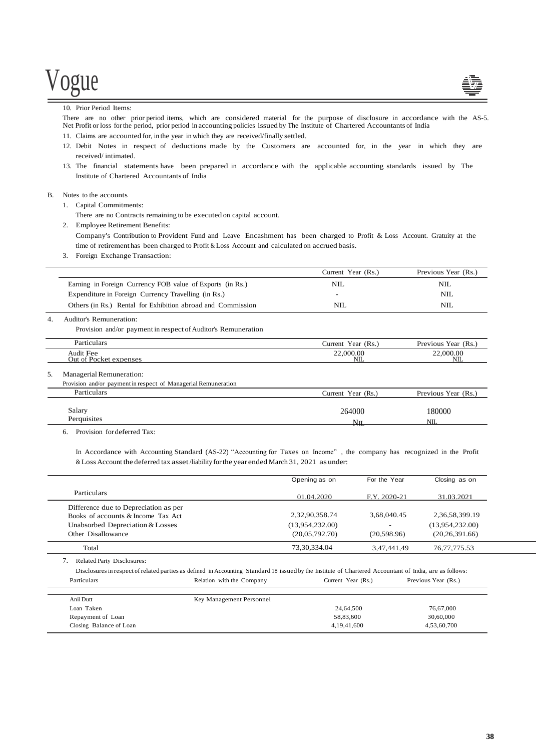10. Prior Period Items:

There are no other prior period items, which are considered material for the purpose of disclosure in accordance with the AS-5. Net Profit or loss for the period, prior period in accounting policies issued by The Institute of Chartered Accountants of India

11. Claims are accounted for, in the year in which they are received/finally settled.
12. Debit Notes in respect of deductions made by the Customers are accounted for, in the year in which they are received/ intimated.
13. The financial statements have been prepared in accordance with the applicable accounting standards issued by The Institute of Chartered Accountants of India

B. Notes to the accounts

1. Capital Commitments:

   There are no Contracts remaining to be executed on capital account.

2. Employee Retirement Benefits:

   Company's Contribution to Provident Fund and Leave Encashment has been charged to Profit & Loss Account. Gratuity at the time of retirement has been charged to Profit & Loss Account and calculated on accrued basis.

3. Foreign Exchange Transaction:

| | Current Year (Rs.) | Previous Year (Rs.) |
|---|---|---|
| Earning in Foreign Currency FOB value of Exports (in Rs.) | NIL | NIL |
| Expenditure in Foreign Currency Travelling (in Rs.) | - | NIL |
| Others (in Rs.) Rental for Exhibition abroad and Commission | NIL | NIL |

4. Auditor's Remuneration:

   Provision and/or payment in respect of Auditor's Remuneration

| Particulars | Current Year (Rs.) | Previous Year (Rs.) |
|---|---|---|
| Audit Fee | 22,000.00 | 22,000.00 |
| Out of Pocket expenses | NIL | NIL |

5. Managerial Remuneration:

   Provision and/or payment in respect of Managerial Remuneration

| Particulars | Current Year (Rs.) | Previous Year (Rs.) |
|---|---|---|
| Salary | 264000 | 180000 |
| Perquisites | NIL | NIL |

6. Provision for deferred Tax:

   In Accordance with Accounting Standard (AS-22) "Accounting for Taxes on Income" , the company has recognized in the Profit & Loss Account the deferred tax asset /liability for the year ended March 31, 2021 as under:

| Particulars | Opening as on 01.04.2020 | For the Year F.Y. 2020-21 | Closing as on 31.03.2021 |
|---|---|---|---|
| Difference due to Depreciation as per Books of accounts & Income Tax Act | 2,32,90,358.74 | 3,68,040.45 | 2,36,58,399.19 |
| Unabsorbed Depreciation & Losses | (13,954,232.00) | - | (13,954,232.00) |
| Other Disallowance | (20,05,792.70) | (20,598.96) | (20,26,391.66) |
| Total | 73,30,334.04 | 3,47,441,49 | 76,77,775.53 |

7. Related Party Disclosures:

   Disclosures in respect of related parties as defined in Accounting Standard 18 issued by the Institute of Chartered Accountant of India, are as follows:

| Particulars | Relation with the Company | Current Year (Rs.) | Previous Year (Rs.) |
|---|---|---|---|
| Anil Dutt | Key Management Personnel | | |
| Loan Taken | | 24,64,500 | 76,67,000 |
| Repayment of Loan | | 58,83,600 | 30,60,000 |
| Closing Balance of Loan | | 4,19,41,600 | 4,53,60,700 |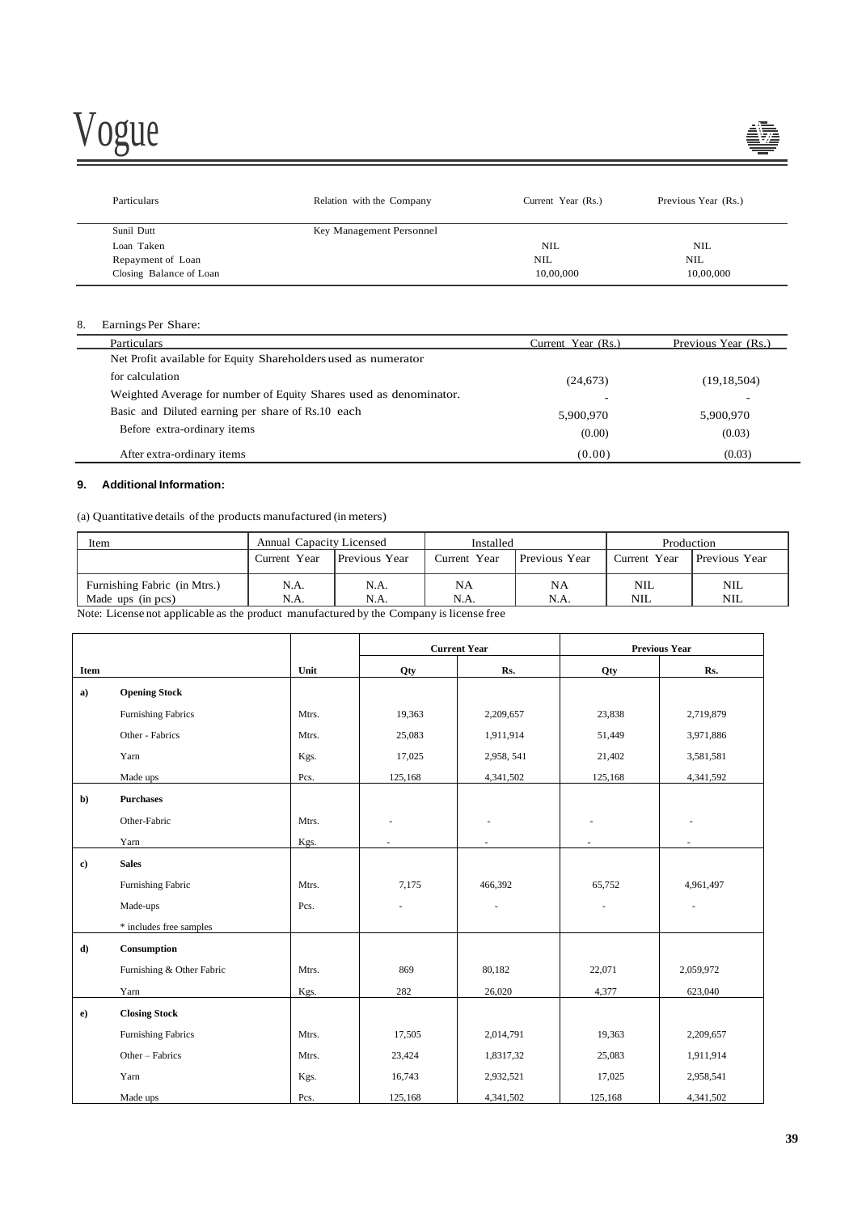| Particulars | Relation with the Company | Current Year (Rs.) | Previous Year (Rs.) |
|---|---|---|---|
| Sunil Dutt | Key Management Personnel | | |
| Loan Taken | | NIL | NIL |
| Repayment of Loan | | NIL | NIL |
| Closing Balance of Loan | | 10,00,000 | 10,00,000 |

8. Earnings Per Share:

| Particulars | Current Year (Rs.) | Previous Year (Rs.) |
|---|---|---|
| Net Profit available for Equity Shareholders used as numerator for calculation | (24,673) | (19,18,504) |
| Weighted Average for number of Equity Shares used as denominator. | - | - |
| Basic and Diluted earning per share of Rs.10 each | 5,900,970 | 5,900,970 |
| Before extra-ordinary items | (0.00) | (0.03) |
| After extra-ordinary items | (0.00) | (0.03) |

**9. Additional Information:**

(a) Quantitative details of the products manufactured (in meters)

| Item | Annual Capacity Licensed | | Installed | | Production | |
|---|---|---|---|---|---|---|
| | Current Year | Previous Year | Current Year | Previous Year | Current Year | Previous Year |
| Furnishing Fabric (in Mtrs.) | N.A. | N.A. | NA | NA | NIL | NIL |
| Made ups (in pcs) | N.A. | N.A. | N.A. | N.A. | NIL | NIL |

Note: License not applicable as the product manufactured by the Company is license free

| Item | | Unit | Current Year | | Previous Year | |
|---|---|---|---|---|---|---|
| | | | Qty | Rs. | Qty | Rs. |
| **a)** | **Opening Stock** | | | | | |
| | Furnishing Fabrics | Mtrs. | 19,363 | 2,209,657 | 23,838 | 2,719,879 |
| | Other - Fabrics | Mtrs. | 25,083 | 1,911,914 | 51,449 | 3,971,886 |
| | Yarn | Kgs. | 17,025 | 2,958, 541 | 21,402 | 3,581,581 |
| | Made ups | Pcs. | 125,168 | 4,341,502 | 125,168 | 4,341,592 |
| **b)** | **Purchases** | | | | | |
| | Other-Fabric | Mtrs. | - | - | - | - |
| | Yarn | Kgs. | - | - | - | - |
| **c)** | **Sales** | | | | | |
| | Furnishing Fabric | Mtrs. | 7,175 | 466,392 | 65,752 | 4,961,497 |
| | Made-ups | Pcs. | - | - | - | - |
| | * includes free samples | | | | | |
| **d)** | **Consumption** | | | | | |
| | Furnishing & Other Fabric | Mtrs. | 869 | 80,182 | 22,071 | 2,059,972 |
| | Yarn | Kgs. | 282 | 26,020 | 4,377 | 623,040 |
| **e)** | **Closing Stock** | | | | | |
| | Furnishing Fabrics | Mtrs. | 17,505 | 2,014,791 | 19,363 | 2,209,657 |
| | Other – Fabrics | Mtrs. | 23,424 | 1,8317,32 | 25,083 | 1,911,914 |
| | Yarn | Kgs. | 16,743 | 2,932,521 | 17,025 | 2,958,541 |
| | Made ups | Pcs. | 125,168 | 4,341,502 | 125,168 | 4,341,502 |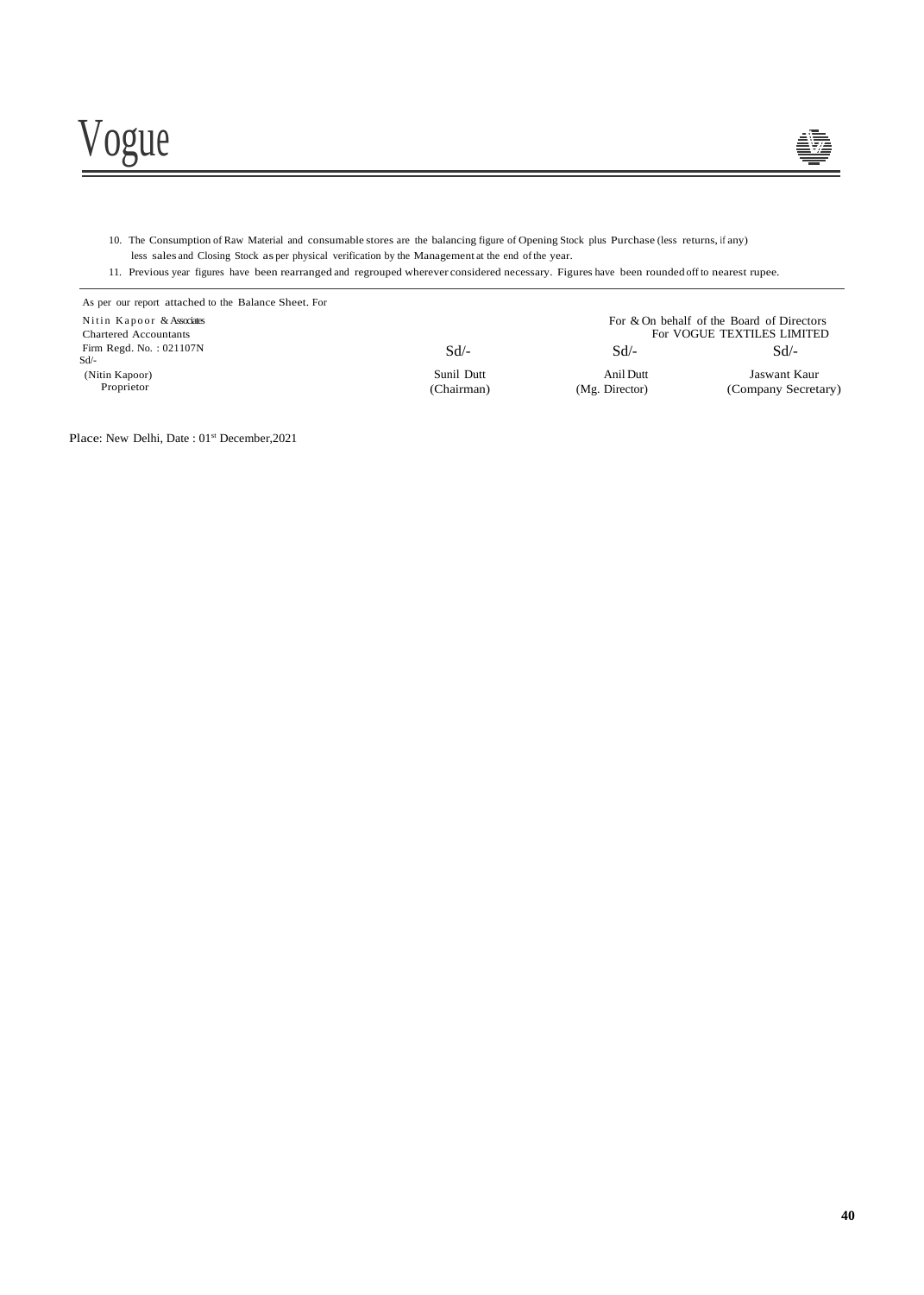10. The Consumption of Raw Material and consumable stores are the balancing figure of Opening Stock plus Purchase (less returns, if any) less sales and Closing Stock as per physical verification by the Management at the end of the year.
11. Previous year figures have been rearranged and regrouped wherever considered necessary. Figures have been rounded off to nearest rupee.

As per our report attached to the Balance Sheet. For

| | | | |
|---|---|---|---|
| Nitin Kapoor & Associates | For & On behalf of the Board of Directors | | |
| Chartered Accountants | For VOGUE TEXTILES LIMITED | | |
| Firm Regd. No. : 021107N | Sd/- | Sd/- | Sd/- |
| Sd/- | | | |
| (Nitin Kapoor) | Sunil Dutt | Anil Dutt | Jaswant Kaur |
| Proprietor | (Chairman) | (Mg. Director) | (Company Secretary) |

Place: New Delhi, Date : 01st December,2021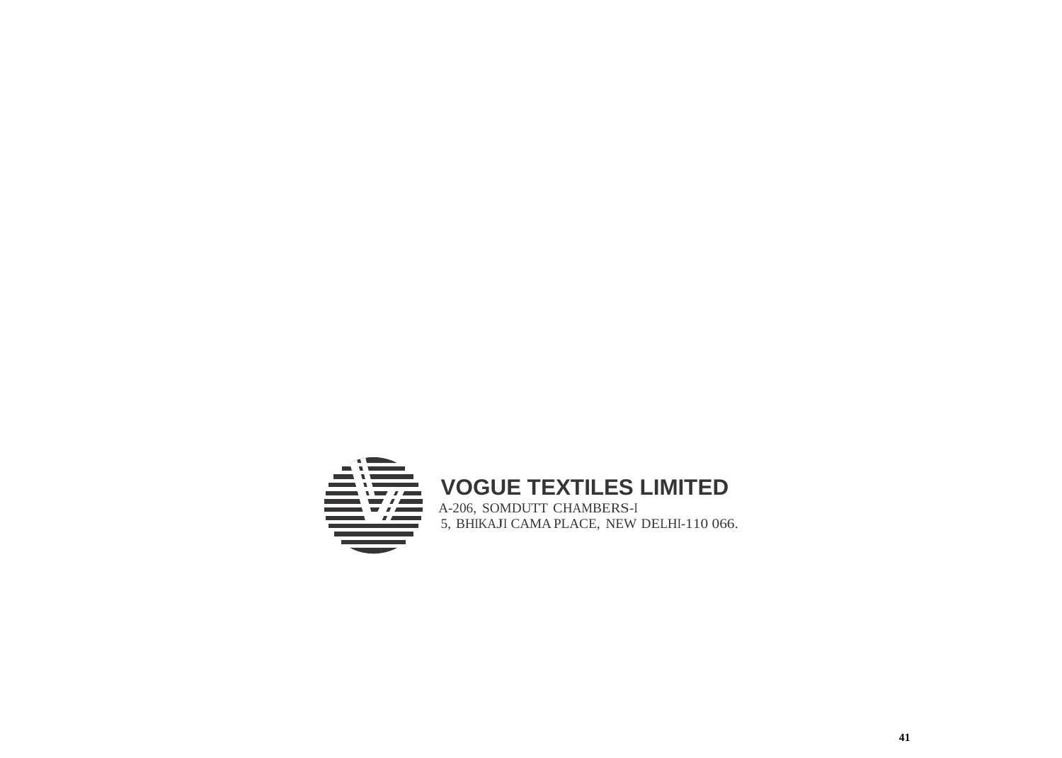**VOGUE TEXTILES LIMITED**

A-206, SOMDUTT CHAMBERS-I
5, BHIKAJI CAMA PLACE, NEW DELHI-110 066.